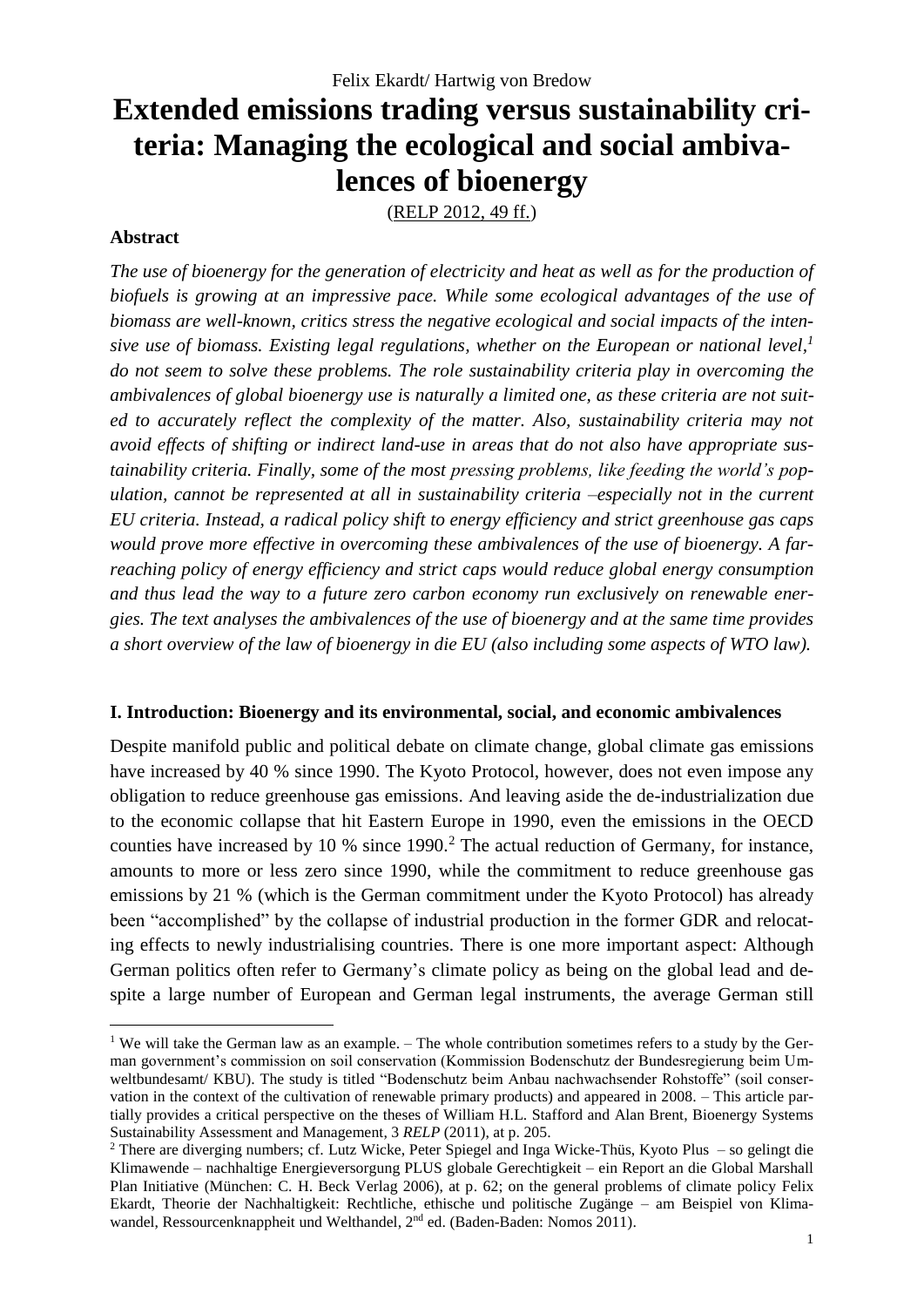Felix Ekardt/ Hartwig von Bredow

# Extended emissions trading versus sustainability criteria: Managing the ecological and social ambivalences of bioenergy

(RELP 2012, 49 ff.)

**Abstract**

*The use of bioenergy for the generation of electricity and heat as well as for the production of biofuels is growing at an impressive pace. While some ecological advantages of the use of biomass are well-known, critics stress the negative ecological and social impacts of the intensive use of biomass. Existing legal regulations, whether on the European or national level,[1] do not seem to solve these problems. The role sustainability criteria play in overcoming the ambivalences of global bioenergy use is naturally a limited one, as these criteria are not suited to accurately reflect the complexity of the matter. Also, sustainability criteria may not avoid effects of shifting or indirect land-use in areas that do not also have appropriate sustainability criteria. Finally, some of the most pressing problems, like feeding the world's population, cannot be represented at all in sustainability criteria –especially not in the current EU criteria. Instead, a radical policy shift to energy efficiency and strict greenhouse gas caps would prove more effective in overcoming these ambivalences of the use of bioenergy. A far-reaching policy of energy efficiency and strict caps would reduce global energy consumption and thus lead the way to a future zero carbon economy run exclusively on renewable energies. The text analyses the ambivalences of the use of bioenergy and at the same time provides a short overview of the law of bioenergy in die EU (also including some aspects of WTO law).*

## I. Introduction: Bioenergy and its environmental, social, and economic ambivalences

Despite manifold public and political debate on climate change, global climate gas emissions have increased by 40 % since 1990. The Kyoto Protocol, however, does not even impose any obligation to reduce greenhouse gas emissions. And leaving aside the de-industrialization due to the economic collapse that hit Eastern Europe in 1990, even the emissions in the OECD counties have increased by 10 % since 1990.[2] The actual reduction of Germany, for instance, amounts to more or less zero since 1990, while the commitment to reduce greenhouse gas emissions by 21 % (which is the German commitment under the Kyoto Protocol) has already been "accomplished" by the collapse of industrial production in the former GDR and relocating effects to newly industrialising countries. There is one more important aspect: Although German politics often refer to Germany's climate policy as being on the global lead and despite a large number of European and German legal instruments, the average German still

---

[1] We will take the German law as an example. – The whole contribution sometimes refers to a study by the German government's commission on soil conservation (Kommission Bodenschutz der Bundesregierung beim Umweltbundesamt/ KBU). The study is titled "Bodenschutz beim Anbau nachwachsender Rohstoffe" (soil conservation in the context of the cultivation of renewable primary products) and appeared in 2008. – This article partially provides a critical perspective on the theses of William H.L. Stafford and Alan Brent, Bioenergy Systems Sustainability Assessment and Management, 3 *RELP* (2011), at p. 205.

[2] There are diverging numbers; cf. Lutz Wicke, Peter Spiegel and Inga Wicke-Thüs, Kyoto Plus – so gelingt die Klimawende – nachhaltige Energieversorgung PLUS globale Gerechtigkeit – ein Report an die Global Marshall Plan Initiative (München: C. H. Beck Verlag 2006), at p. 62; on the general problems of climate policy Felix Ekardt, Theorie der Nachhaltigkeit: Rechtliche, ethische und politische Zugänge – am Beispiel von Klimawandel, Ressourcenknappheit und Welthandel, 2nd ed. (Baden-Baden: Nomos 2011).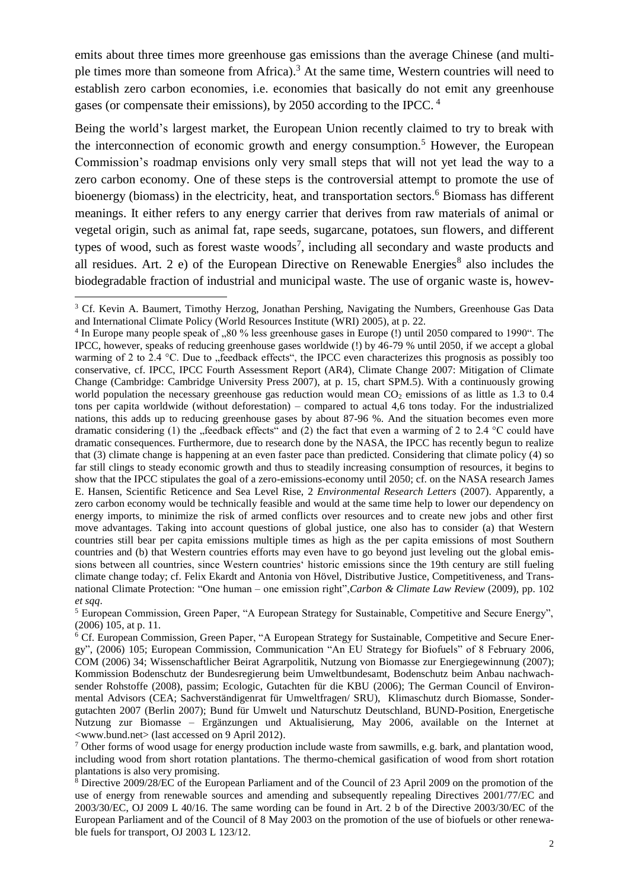emits about three times more greenhouse gas emissions than the average Chinese (and multiple times more than someone from Africa).[3] At the same time, Western countries will need to establish zero carbon economies, i.e. economies that basically do not emit any greenhouse gases (or compensate their emissions), by 2050 according to the IPCC.[4]

Being the world's largest market, the European Union recently claimed to try to break with the interconnection of economic growth and energy consumption.[5] However, the European Commission's roadmap envisions only very small steps that will not yet lead the way to a zero carbon economy. One of these steps is the controversial attempt to promote the use of bioenergy (biomass) in the electricity, heat, and transportation sectors.[6] Biomass has different meanings. It either refers to any energy carrier that derives from raw materials of animal or vegetal origin, such as animal fat, rape seeds, sugarcane, potatoes, sun flowers, and different types of wood, such as forest waste woods[7], including all secondary and waste products and all residues. Art. 2 e) of the European Directive on Renewable Energies[8] also includes the biodegradable fraction of industrial and municipal waste. The use of organic waste is, howev-

---

[3] Cf. Kevin A. Baumert, Timothy Herzog, Jonathan Pershing, Navigating the Numbers, Greenhouse Gas Data and International Climate Policy (World Resources Institute (WRI) 2005), at p. 22.

[4] In Europe many people speak of „80 % less greenhouse gases in Europe (!) until 2050 compared to 1990". The IPCC, however, speaks of reducing greenhouse gases worldwide (!) by 46-79 % until 2050, if we accept a global warming of 2 to 2.4 °C. Due to „feedback effects", the IPCC even characterizes this prognosis as possibly too conservative, cf. IPCC, IPCC Fourth Assessment Report (AR4), Climate Change 2007: Mitigation of Climate Change (Cambridge: Cambridge University Press 2007), at p. 15, chart SPM.5). With a continuously growing world population the necessary greenhouse gas reduction would mean $CO_2$ emissions of as little as 1.3 to 0.4 tons per capita worldwide (without deforestation) – compared to actual 4,6 tons today. For the industrialized nations, this adds up to reducing greenhouse gases by about 87-96 %. And the situation becomes even more dramatic considering (1) the „feedback effects" and (2) the fact that even a warming of 2 to 2.4 °C could have dramatic consequences. Furthermore, due to research done by the NASA, the IPCC has recently begun to realize that (3) climate change is happening at an even faster pace than predicted. Considering that climate policy (4) so far still clings to steady economic growth and thus to steadily increasing consumption of resources, it begins to show that the IPCC stipulates the goal of a zero-emissions-economy until 2050; cf. on the NASA research James E. Hansen, Scientific Reticence and Sea Level Rise, 2 *Environmental Research Letters* (2007). Apparently, a zero carbon economy would be technically feasible and would at the same time help to lower our dependency on energy imports, to minimize the risk of armed conflicts over resources and to create new jobs and other first move advantages. Taking into account questions of global justice, one also has to consider (a) that Western countries still bear per capita emissions multiple times as high as the per capita emissions of most Southern countries and (b) that Western countries efforts may even have to go beyond just leveling out the global emissions between all countries, since Western countries' historic emissions since the 19th century are still fueling climate change today; cf. Felix Ekardt and Antonia von Hövel, Distributive Justice, Competitiveness, and Transnational Climate Protection: "One human – one emission right",*Carbon & Climate Law Review* (2009), pp. 102 *et sqq*.

[5] European Commission, Green Paper, "A European Strategy for Sustainable, Competitive and Secure Energy", (2006) 105, at p. 11.

[6] Cf. European Commission, Green Paper, "A European Strategy for Sustainable, Competitive and Secure Energy", (2006) 105; European Commission, Communication "An EU Strategy for Biofuels" of 8 February 2006, COM (2006) 34; Wissenschaftlicher Beirat Agrarpolitik, Nutzung von Biomasse zur Energiegewinnung (2007); Kommission Bodenschutz der Bundesregierung beim Umweltbundesamt, Bodenschutz beim Anbau nachwachsender Rohstoffe (2008), passim; Ecologic, Gutachten für die KBU (2006); The German Council of Environmental Advisors (CEA; Sachverständigenrat für Umweltfragen/ SRU), Klimaschutz durch Biomasse, Sondergutachten 2007 (Berlin 2007); Bund für Umwelt und Naturschutz Deutschland, BUND-Position, Energetische Nutzung zur Biomasse – Ergänzungen und Aktualisierung, May 2006, available on the Internet at <www.bund.net> (last accessed on 9 April 2012).

[7] Other forms of wood usage for energy production include waste from sawmills, e.g. bark, and plantation wood, including wood from short rotation plantations. The thermo-chemical gasification of wood from short rotation plantations is also very promising.

[8] Directive 2009/28/EC of the European Parliament and of the Council of 23 April 2009 on the promotion of the use of energy from renewable sources and amending and subsequently repealing Directives 2001/77/EC and 2003/30/EC, OJ 2009 L 40/16. The same wording can be found in Art. 2 b of the Directive 2003/30/EC of the European Parliament and of the Council of 8 May 2003 on the promotion of the use of biofuels or other renewable fuels for transport, OJ 2003 L 123/12.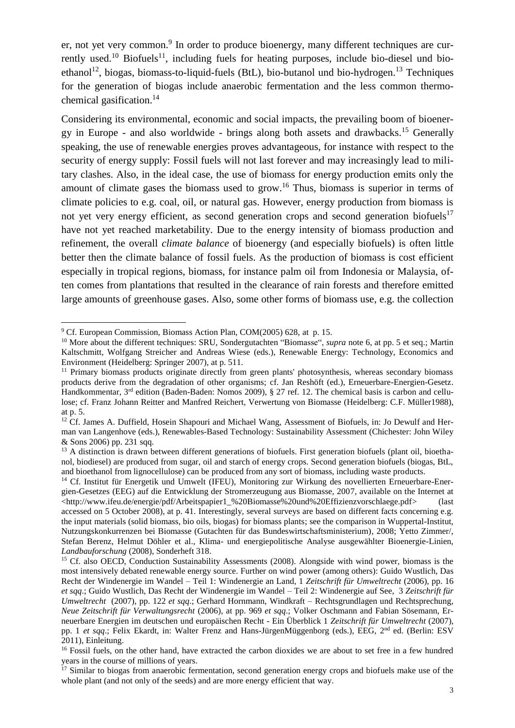er, not yet very common.[9] In order to produce bioenergy, many different techniques are currently used.[10] Biofuels[11], including fuels for heating purposes, include bio-diesel und bioethanol[12], biogas, biomass-to-liquid-fuels (BtL), bio-butanol und bio-hydrogen.[13] Techniques for the generation of biogas include anaerobic fermentation and the less common thermochemical gasification.[14]

Considering its environmental, economic and social impacts, the prevailing boom of bioenergy in Europe - and also worldwide - brings along both assets and drawbacks.[15] Generally speaking, the use of renewable energies proves advantageous, for instance with respect to the security of energy supply: Fossil fuels will not last forever and may increasingly lead to military clashes. Also, in the ideal case, the use of biomass for energy production emits only the amount of climate gases the biomass used to grow.[16] Thus, biomass is superior in terms of climate policies to e.g. coal, oil, or natural gas. However, energy production from biomass is not yet very energy efficient, as second generation crops and second generation biofuels[17] have not yet reached marketability. Due to the energy intensity of biomass production and refinement, the overall *climate balance* of bioenergy (and especially biofuels) is often little better then the climate balance of fossil fuels. As the production of biomass is cost efficient especially in tropical regions, biomass, for instance palm oil from Indonesia or Malaysia, often comes from plantations that resulted in the clearance of rain forests and therefore emitted large amounts of greenhouse gases. Also, some other forms of biomass use, e.g. the collection

---

[9] Cf. European Commission, Biomass Action Plan, COM(2005) 628, at p. 15.

[10] More about the different techniques: SRU, Sondergutachten "Biomasse", *supra* note 6, at pp. 5 et seq.; Martin Kaltschmitt, Wolfgang Streicher and Andreas Wiese (eds.), Renewable Energy: Technology, Economics and Environment (Heidelberg: Springer 2007), at p. 511.

[11] Primary biomass products originate directly from green plants' photosynthesis, whereas secondary biomass products derive from the degradation of other organisms; cf. Jan Reshöft (ed.), Erneuerbare-Energien-Gesetz. Handkommentar, 3rd edition (Baden-Baden: Nomos 2009), § 27 ref. 12. The chemical basis is carbon and cellulose; cf. Franz Johann Reitter and Manfred Reichert, Verwertung von Biomasse (Heidelberg: C.F. Müller1988), at p. 5.

[12] Cf. James A. Duffield, Hosein Shapouri and Michael Wang, Assessment of Biofuels, in: Jo Dewulf and Herman van Langenhove (eds.), Renewables-Based Technology: Sustainability Assessment (Chichester: John Wiley & Sons 2006) pp. 231 sqq.

[13] A distinction is drawn between different generations of biofuels. First generation biofuels (plant oil, bioethanol, biodiesel) are produced from sugar, oil and starch of energy crops. Second generation biofuels (biogas, BtL, and bioethanol from lignocellulose) can be produced from any sort of biomass, including waste products.

[14] Cf. Institut für Energetik und Umwelt (IFEU), Monitoring zur Wirkung des novellierten Erneuerbare-Energien-Gesetzes (EEG) auf die Entwicklung der Stromerzeugung aus Biomasse, 2007, available on the Internet at <http://www.ifeu.de/energie/pdf/Arbeitspapier1_%20Biomasse%20und%20Effizienzvorschlaege.pdf> (last accessed on 5 October 2008), at p. 41. Interestingly, several surveys are based on different facts concerning e.g. the input materials (solid biomass, bio oils, biogas) for biomass plants; see the comparison in Wuppertal-Institut, Nutzungskonkurrenzen bei Biomasse (Gutachten für das Bundeswirtschaftsministerium), 2008; Yetto Zimmer/, Stefan Berenz, Helmut Döhler et al., Klima- und energiepolitische Analyse ausgewählter Bioenergie-Linien, *Landbauforschung* (2008), Sonderheft 318.

[15] Cf. also OECD, Conduction Sustainability Assessments (2008). Alongside with wind power, biomass is the most intensively debated renewable energy source. Further on wind power (among others): Guido Wustlich, Das Recht der Windenergie im Wandel – Teil 1: Windenergie an Land, 1 *Zeitschrift für Umweltrecht* (2006), pp. 16 *et sqq*.; Guido Wustlich, Das Recht der Windenergie im Wandel – Teil 2: Windenergie auf See, 3 *Zeitschrift für Umweltrecht* (2007), pp. 122 *et sqq*.; Gerhard Hornmann, Windkraft – Rechtsgrundlagen und Rechtsprechung, *Neue Zeitschrift für Verwaltungsrecht* (2006), at pp. 969 *et sqq*.; Volker Oschmann and Fabian Sösemann, Erneuerbare Energien im deutschen und europäischen Recht - Ein Überblick 1 *Zeitschrift für Umweltrecht* (2007), pp. 1 *et sqq*.; Felix Ekardt, in: Walter Frenz and Hans-JürgenMüggenborg (eds.), EEG, 2nd ed. (Berlin: ESV 2011), Einleitung.

[16] Fossil fuels, on the other hand, have extracted the carbon dioxides we are about to set free in a few hundred years in the course of millions of years.

[17] Similar to biogas from anaerobic fermentation, second generation energy crops and biofuels make use of the whole plant (and not only of the seeds) and are more energy efficient that way.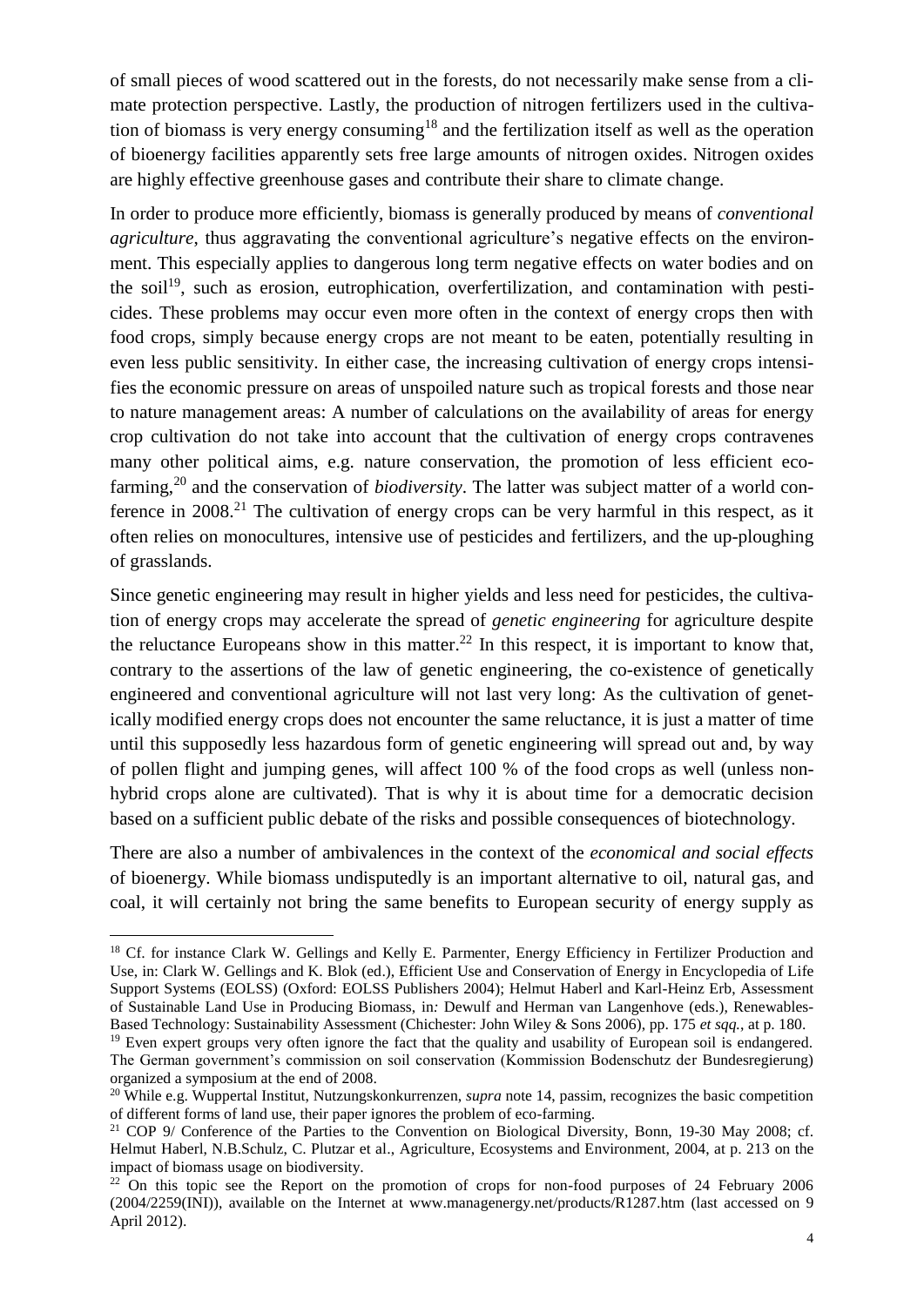of small pieces of wood scattered out in the forests, do not necessarily make sense from a climate protection perspective. Lastly, the production of nitrogen fertilizers used in the cultivation of biomass is very energy consuming[18] and the fertilization itself as well as the operation of bioenergy facilities apparently sets free large amounts of nitrogen oxides. Nitrogen oxides are highly effective greenhouse gases and contribute their share to climate change.

In order to produce more efficiently, biomass is generally produced by means of *conventional agriculture*, thus aggravating the conventional agriculture's negative effects on the environment. This especially applies to dangerous long term negative effects on water bodies and on the soil[19], such as erosion, eutrophication, overfertilization, and contamination with pesticides. These problems may occur even more often in the context of energy crops then with food crops, simply because energy crops are not meant to be eaten, potentially resulting in even less public sensitivity. In either case, the increasing cultivation of energy crops intensifies the economic pressure on areas of unspoiled nature such as tropical forests and those near to nature management areas: A number of calculations on the availability of areas for energy crop cultivation do not take into account that the cultivation of energy crops contravenes many other political aims, e.g. nature conservation, the promotion of less efficient eco-farming,[20] and the conservation of *biodiversity*. The latter was subject matter of a world conference in 2008.[21] The cultivation of energy crops can be very harmful in this respect, as it often relies on monocultures, intensive use of pesticides and fertilizers, and the up-ploughing of grasslands.

Since genetic engineering may result in higher yields and less need for pesticides, the cultivation of energy crops may accelerate the spread of *genetic engineering* for agriculture despite the reluctance Europeans show in this matter.[22] In this respect, it is important to know that, contrary to the assertions of the law of genetic engineering, the co-existence of genetically engineered and conventional agriculture will not last very long: As the cultivation of genetically modified energy crops does not encounter the same reluctance, it is just a matter of time until this supposedly less hazardous form of genetic engineering will spread out and, by way of pollen flight and jumping genes, will affect 100 % of the food crops as well (unless non-hybrid crops alone are cultivated). That is why it is about time for a democratic decision based on a sufficient public debate of the risks and possible consequences of biotechnology.

There are also a number of ambivalences in the context of the *economical and social effects* of bioenergy. While biomass undisputedly is an important alternative to oil, natural gas, and coal, it will certainly not bring the same benefits to European security of energy supply as

---

[18] Cf. for instance Clark W. Gellings and Kelly E. Parmenter, Energy Efficiency in Fertilizer Production and Use, in: Clark W. Gellings and K. Blok (ed.), Efficient Use and Conservation of Energy in Encyclopedia of Life Support Systems (EOLSS) (Oxford: EOLSS Publishers 2004); Helmut Haberl and Karl-Heinz Erb, Assessment of Sustainable Land Use in Producing Biomass, in*:* Dewulf and Herman van Langenhove (eds.), Renewables-Based Technology: Sustainability Assessment (Chichester: John Wiley & Sons 2006), pp. 175 *et sqq.*, at p. 180.

[19] Even expert groups very often ignore the fact that the quality and usability of European soil is endangered. The German government's commission on soil conservation (Kommission Bodenschutz der Bundesregierung) organized a symposium at the end of 2008.

[20] While e.g. Wuppertal Institut, Nutzungskonkurrenzen, *supra* note 14, passim, recognizes the basic competition of different forms of land use, their paper ignores the problem of eco-farming.

[21] COP 9/ Conference of the Parties to the Convention on Biological Diversity, Bonn, 19-30 May 2008; cf. Helmut Haberl, N.B.Schulz, C. Plutzar et al., Agriculture, Ecosystems and Environment, 2004, at p. 213 on the impact of biomass usage on biodiversity.

[22] On this topic see the Report on the promotion of crops for non-food purposes of 24 February 2006 (2004/2259(INI)), available on the Internet at www.managenergy.net/products/R1287.htm (last accessed on 9 April 2012).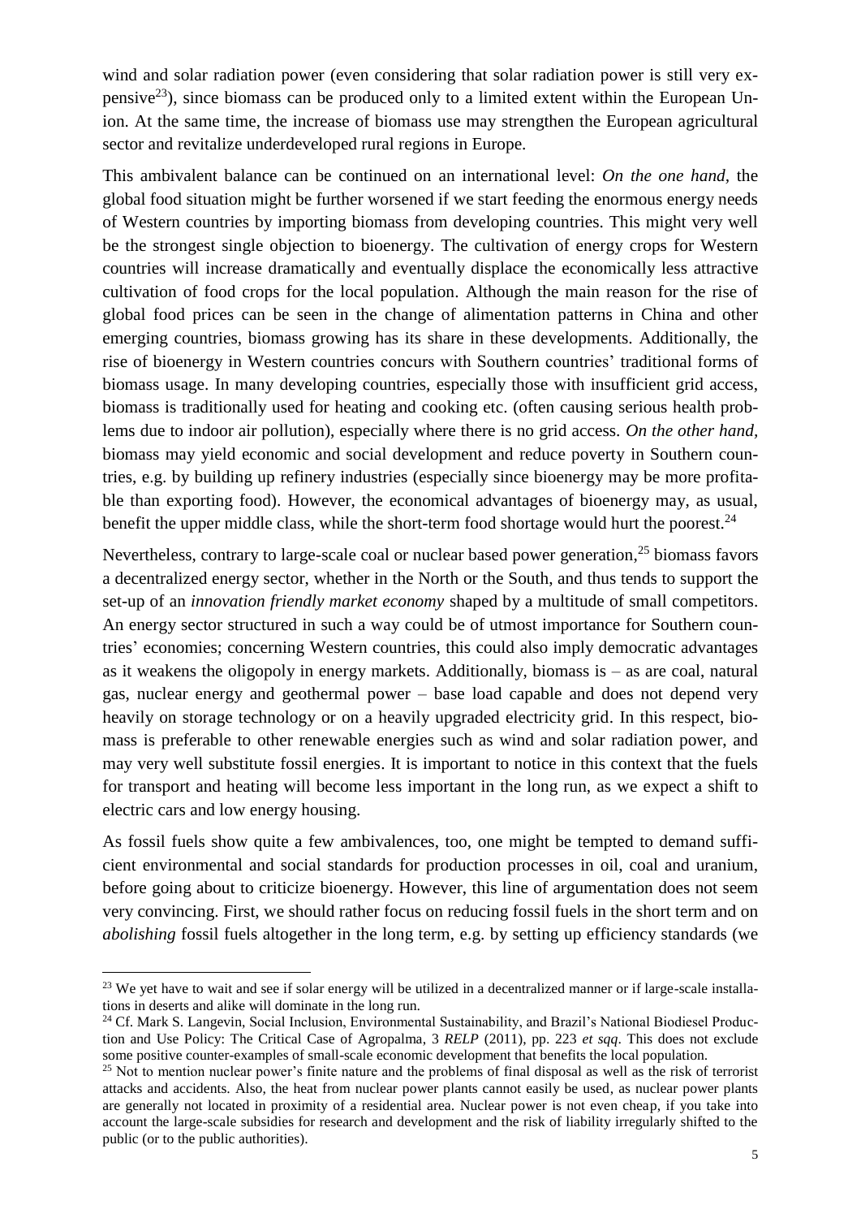wind and solar radiation power (even considering that solar radiation power is still very expensive[23]), since biomass can be produced only to a limited extent within the European Union. At the same time, the increase of biomass use may strengthen the European agricultural sector and revitalize underdeveloped rural regions in Europe.

This ambivalent balance can be continued on an international level: *On the one hand*, the global food situation might be further worsened if we start feeding the enormous energy needs of Western countries by importing biomass from developing countries. This might very well be the strongest single objection to bioenergy. The cultivation of energy crops for Western countries will increase dramatically and eventually displace the economically less attractive cultivation of food crops for the local population. Although the main reason for the rise of global food prices can be seen in the change of alimentation patterns in China and other emerging countries, biomass growing has its share in these developments. Additionally, the rise of bioenergy in Western countries concurs with Southern countries' traditional forms of biomass usage. In many developing countries, especially those with insufficient grid access, biomass is traditionally used for heating and cooking etc. (often causing serious health problems due to indoor air pollution), especially where there is no grid access. *On the other hand*, biomass may yield economic and social development and reduce poverty in Southern countries, e.g. by building up refinery industries (especially since bioenergy may be more profitable than exporting food). However, the economical advantages of bioenergy may, as usual, benefit the upper middle class, while the short-term food shortage would hurt the poorest.[24]

Nevertheless, contrary to large-scale coal or nuclear based power generation,[25] biomass favors a decentralized energy sector, whether in the North or the South, and thus tends to support the set-up of an *innovation friendly market economy* shaped by a multitude of small competitors. An energy sector structured in such a way could be of utmost importance for Southern countries' economies; concerning Western countries, this could also imply democratic advantages as it weakens the oligopoly in energy markets. Additionally, biomass is – as are coal, natural gas, nuclear energy and geothermal power – base load capable and does not depend very heavily on storage technology or on a heavily upgraded electricity grid. In this respect, biomass is preferable to other renewable energies such as wind and solar radiation power, and may very well substitute fossil energies. It is important to notice in this context that the fuels for transport and heating will become less important in the long run, as we expect a shift to electric cars and low energy housing.

As fossil fuels show quite a few ambivalences, too, one might be tempted to demand sufficient environmental and social standards for production processes in oil, coal and uranium, before going about to criticize bioenergy. However, this line of argumentation does not seem very convincing. First, we should rather focus on reducing fossil fuels in the short term and on *abolishing* fossil fuels altogether in the long term, e.g. by setting up efficiency standards (we

---

[23] We yet have to wait and see if solar energy will be utilized in a decentralized manner or if large-scale installations in deserts and alike will dominate in the long run.

[24] Cf. Mark S. Langevin, Social Inclusion, Environmental Sustainability, and Brazil's National Biodiesel Production and Use Policy: The Critical Case of Agropalma, 3 *RELP* (2011), pp. 223 *et sqq*. This does not exclude some positive counter-examples of small-scale economic development that benefits the local population.

[25] Not to mention nuclear power's finite nature and the problems of final disposal as well as the risk of terrorist attacks and accidents. Also, the heat from nuclear power plants cannot easily be used, as nuclear power plants are generally not located in proximity of a residential area. Nuclear power is not even cheap, if you take into account the large-scale subsidies for research and development and the risk of liability irregularly shifted to the public (or to the public authorities).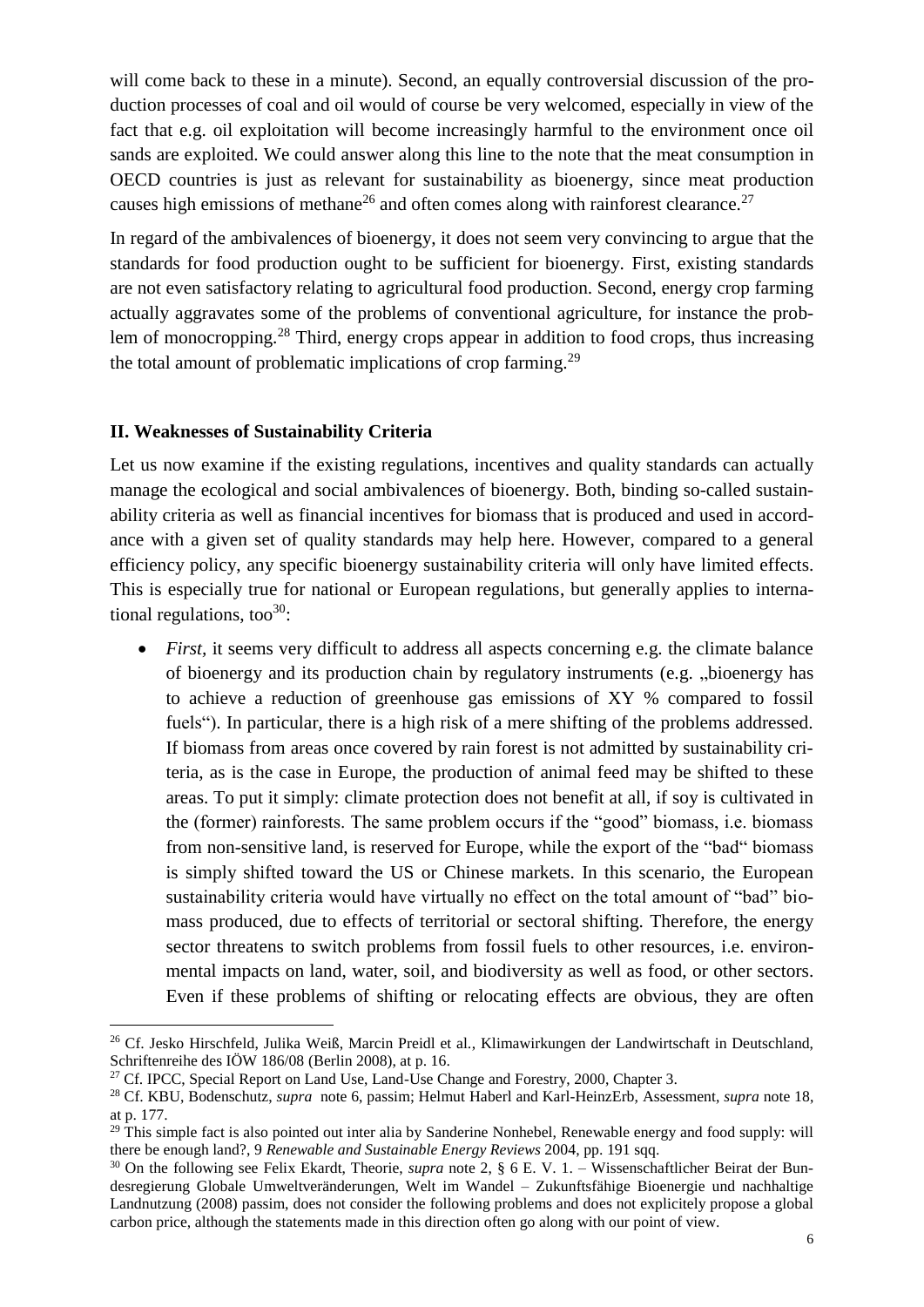will come back to these in a minute). Second, an equally controversial discussion of the production processes of coal and oil would of course be very welcomed, especially in view of the fact that e.g. oil exploitation will become increasingly harmful to the environment once oil sands are exploited. We could answer along this line to the note that the meat consumption in OECD countries is just as relevant for sustainability as bioenergy, since meat production causes high emissions of methane[26] and often comes along with rainforest clearance.[27]

In regard of the ambivalences of bioenergy, it does not seem very convincing to argue that the standards for food production ought to be sufficient for bioenergy. First, existing standards are not even satisfactory relating to agricultural food production. Second, energy crop farming actually aggravates some of the problems of conventional agriculture, for instance the problem of monocropping.[28] Third, energy crops appear in addition to food crops, thus increasing the total amount of problematic implications of crop farming.[29]

## II. Weaknesses of Sustainability Criteria

Let us now examine if the existing regulations, incentives and quality standards can actually manage the ecological and social ambivalences of bioenergy. Both, binding so-called sustainability criteria as well as financial incentives for biomass that is produced and used in accordance with a given set of quality standards may help here. However, compared to a general efficiency policy, any specific bioenergy sustainability criteria will only have limited effects. This is especially true for national or European regulations, but generally applies to international regulations, too[30]:

- *First*, it seems very difficult to address all aspects concerning e.g. the climate balance of bioenergy and its production chain by regulatory instruments (e.g. „bioenergy has to achieve a reduction of greenhouse gas emissions of XY % compared to fossil fuels“). In particular, there is a high risk of a mere shifting of the problems addressed. If biomass from areas once covered by rain forest is not admitted by sustainability criteria, as is the case in Europe, the production of animal feed may be shifted to these areas. To put it simply: climate protection does not benefit at all, if soy is cultivated in the (former) rainforests. The same problem occurs if the "good" biomass, i.e. biomass from non-sensitive land, is reserved for Europe, while the export of the "bad" biomass is simply shifted toward the US or Chinese markets. In this scenario, the European sustainability criteria would have virtually no effect on the total amount of "bad" biomass produced, due to effects of territorial or sectoral shifting. Therefore, the energy sector threatens to switch problems from fossil fuels to other resources, i.e. environmental impacts on land, water, soil, and biodiversity as well as food, or other sectors. Even if these problems of shifting or relocating effects are obvious, they are often

---

[26] Cf. Jesko Hirschfeld, Julika Weiß, Marcin Preidl et al., Klimawirkungen der Landwirtschaft in Deutschland, Schriftenreihe des IÖW 186/08 (Berlin 2008), at p. 16.

[27] Cf. IPCC, Special Report on Land Use, Land-Use Change and Forestry, 2000, Chapter 3.

[28] Cf. KBU, Bodenschutz, *supra* note 6, passim; Helmut Haberl and Karl-HeinzErb, Assessment, *supra* note 18, at p. 177.

[29] This simple fact is also pointed out inter alia by Sanderine Nonhebel, Renewable energy and food supply: will there be enough land?, 9 *Renewable and Sustainable Energy Reviews* 2004, pp. 191 sqq.

[30] On the following see Felix Ekardt, Theorie, *supra* note 2, § 6 E. V. 1. – Wissenschaftlicher Beirat der Bundesregierung Globale Umweltveränderungen, Welt im Wandel – Zukunftsfähige Bioenergie und nachhaltige Landnutzung (2008) passim, does not consider the following problems and does not explicitely propose a global carbon price, although the statements made in this direction often go along with our point of view.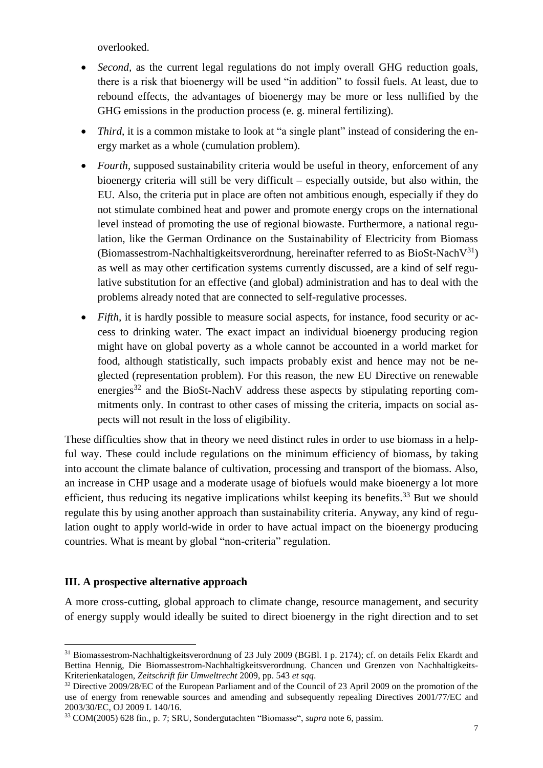overlooked.

- *Second*, as the current legal regulations do not imply overall GHG reduction goals, there is a risk that bioenergy will be used "in addition" to fossil fuels. At least, due to rebound effects, the advantages of bioenergy may be more or less nullified by the GHG emissions in the production process (e. g. mineral fertilizing).
- *Third*, it is a common mistake to look at "a single plant" instead of considering the energy market as a whole (cumulation problem).
- *Fourth*, supposed sustainability criteria would be useful in theory, enforcement of any bioenergy criteria will still be very difficult – especially outside, but also within, the EU. Also, the criteria put in place are often not ambitious enough, especially if they do not stimulate combined heat and power and promote energy crops on the international level instead of promoting the use of regional biowaste. Furthermore, a national regulation, like the German Ordinance on the Sustainability of Electricity from Biomass (Biomassestrom-Nachhaltigkeitsverordnung, hereinafter referred to as BioSt-NachV[31]) as well as may other certification systems currently discussed, are a kind of self regulative substitution for an effective (and global) administration and has to deal with the problems already noted that are connected to self-regulative processes.
- *Fifth*, it is hardly possible to measure social aspects, for instance, food security or access to drinking water. The exact impact an individual bioenergy producing region might have on global poverty as a whole cannot be accounted in a world market for food, although statistically, such impacts probably exist and hence may not be neglected (representation problem). For this reason, the new EU Directive on renewable energies[32] and the BioSt-NachV address these aspects by stipulating reporting commitments only. In contrast to other cases of missing the criteria, impacts on social aspects will not result in the loss of eligibility.

These difficulties show that in theory we need distinct rules in order to use biomass in a helpful way. These could include regulations on the minimum efficiency of biomass, by taking into account the climate balance of cultivation, processing and transport of the biomass. Also, an increase in CHP usage and a moderate usage of biofuels would make bioenergy a lot more efficient, thus reducing its negative implications whilst keeping its benefits.[33] But we should regulate this by using another approach than sustainability criteria. Anyway, any kind of regulation ought to apply world-wide in order to have actual impact on the bioenergy producing countries. What is meant by global "non-criteria" regulation.

### III. A prospective alternative approach

A more cross-cutting, global approach to climate change, resource management, and security of energy supply would ideally be suited to direct bioenergy in the right direction and to set

---

[31] Biomassestrom-Nachhaltigkeitsverordnung of 23 July 2009 (BGBl. I p. 2174); cf. on details Felix Ekardt and Bettina Hennig, Die Biomassestrom-Nachhaltigkeitsverordnung. Chancen und Grenzen von Nachhaltigkeits-Kriterienkatalogen, *Zeitschrift für Umweltrecht* 2009, pp. 543 *et sqq*.

[32] Directive 2009/28/EC of the European Parliament and of the Council of 23 April 2009 on the promotion of the use of energy from renewable sources and amending and subsequently repealing Directives 2001/77/EC and 2003/30/EC, OJ 2009 L 140/16.

[33] COM(2005) 628 fin., p. 7; SRU, Sondergutachten "Biomasse", *supra* note 6, passim.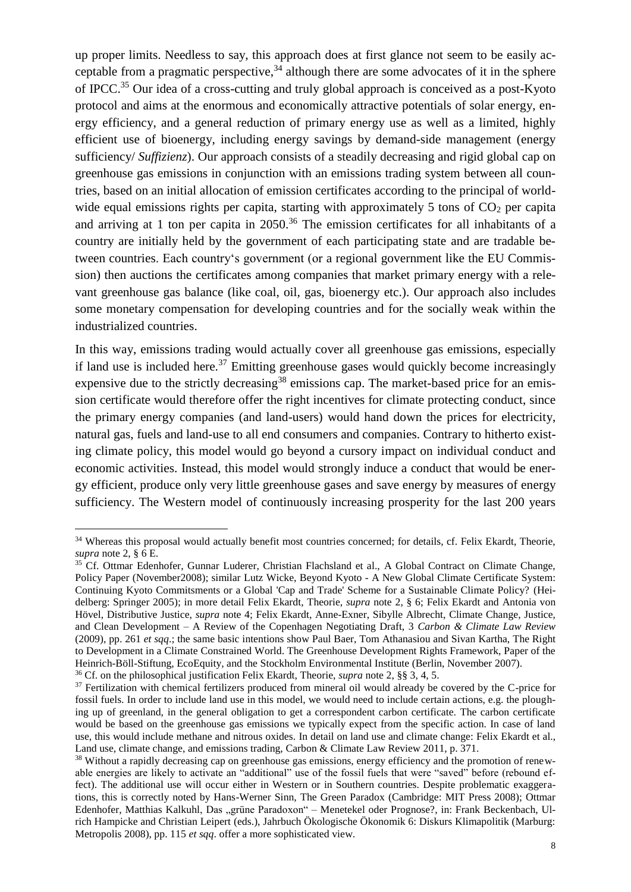up proper limits. Needless to say, this approach does at first glance not seem to be easily acceptable from a pragmatic perspective,[34] although there are some advocates of it in the sphere of IPCC.[35] Our idea of a cross-cutting and truly global approach is conceived as a post-Kyoto protocol and aims at the enormous and economically attractive potentials of solar energy, energy efficiency, and a general reduction of primary energy use as well as a limited, highly efficient use of bioenergy, including energy savings by demand-side management (energy sufficiency/ *Suffizienz*). Our approach consists of a steadily decreasing and rigid global cap on greenhouse gas emissions in conjunction with an emissions trading system between all countries, based on an initial allocation of emission certificates according to the principal of worldwide equal emissions rights per capita, starting with approximately 5 tons of $CO_2$ per capita and arriving at 1 ton per capita in 2050.[36] The emission certificates for all inhabitants of a country are initially held by the government of each participating state and are tradable between countries. Each country's government (or a regional government like the EU Commission) then auctions the certificates among companies that market primary energy with a relevant greenhouse gas balance (like coal, oil, gas, bioenergy etc.). Our approach also includes some monetary compensation for developing countries and for the socially weak within the industrialized countries.

In this way, emissions trading would actually cover all greenhouse gas emissions, especially if land use is included here.[37] Emitting greenhouse gases would quickly become increasingly expensive due to the strictly decreasing[38] emissions cap. The market-based price for an emission certificate would therefore offer the right incentives for climate protecting conduct, since the primary energy companies (and land-users) would hand down the prices for electricity, natural gas, fuels and land-use to all end consumers and companies. Contrary to hitherto existing climate policy, this model would go beyond a cursory impact on individual conduct and economic activities. Instead, this model would strongly induce a conduct that would be energy efficient, produce only very little greenhouse gases and save energy by measures of energy sufficiency. The Western model of continuously increasing prosperity for the last 200 years

---

[34] Whereas this proposal would actually benefit most countries concerned; for details, cf. Felix Ekardt, Theorie, *supra* note 2, § 6 E.

[35] Cf. Ottmar Edenhofer, Gunnar Luderer, Christian Flachsland et al., A Global Contract on Climate Change, Policy Paper (November2008); similar Lutz Wicke, Beyond Kyoto - A New Global Climate Certificate System: Continuing Kyoto Commitsments or a Global 'Cap and Trade' Scheme for a Sustainable Climate Policy? (Heidelberg: Springer 2005); in more detail Felix Ekardt, Theorie, *supra* note 2, § 6; Felix Ekardt and Antonia von Hövel, Distributive Justice, *supra* note 4; Felix Ekardt, Anne-Exner, Sibylle Albrecht, Climate Change, Justice, and Clean Development – A Review of the Copenhagen Negotiating Draft, 3 *Carbon & Climate Law Review* (2009), pp. 261 *et sqq*.; the same basic intentions show Paul Baer, Tom Athanasiou and Sivan Kartha, The Right to Development in a Climate Constrained World. The Greenhouse Development Rights Framework, Paper of the Heinrich-Böll-Stiftung, EcoEquity, and the Stockholm Environmental Institute (Berlin, November 2007).

[36] Cf. on the philosophical justification Felix Ekardt, Theorie, *supra* note 2, §§ 3, 4, 5.

[37] Fertilization with chemical fertilizers produced from mineral oil would already be covered by the C-price for fossil fuels. In order to include land use in this model, we would need to include certain actions, e.g. the ploughing up of greenland, in the general obligation to get a correspondent carbon certificate. The carbon certificate would be based on the greenhouse gas emissions we typically expect from the specific action. In case of land use, this would include methane and nitrous oxides. In detail on land use and climate change: Felix Ekardt et al., Land use, climate change, and emissions trading, Carbon & Climate Law Review 2011, p. 371.

[38] Without a rapidly decreasing cap on greenhouse gas emissions, energy efficiency and the promotion of renewable energies are likely to activate an "additional" use of the fossil fuels that were "saved" before (rebound effect). The additional use will occur either in Western or in Southern countries. Despite problematic exaggerations, this is correctly noted by Hans-Werner Sinn, The Green Paradox (Cambridge: MIT Press 2008); Ottmar Edenhofer, Matthias Kalkuhl, Das „grüne Paradoxon" – Menetekel oder Prognose?, in: Frank Beckenbach, Ulrich Hampicke and Christian Leipert (eds.), Jahrbuch Ökologische Ökonomik 6: Diskurs Klimapolitik (Marburg: Metropolis 2008), pp. 115 *et sqq*. offer a more sophisticated view.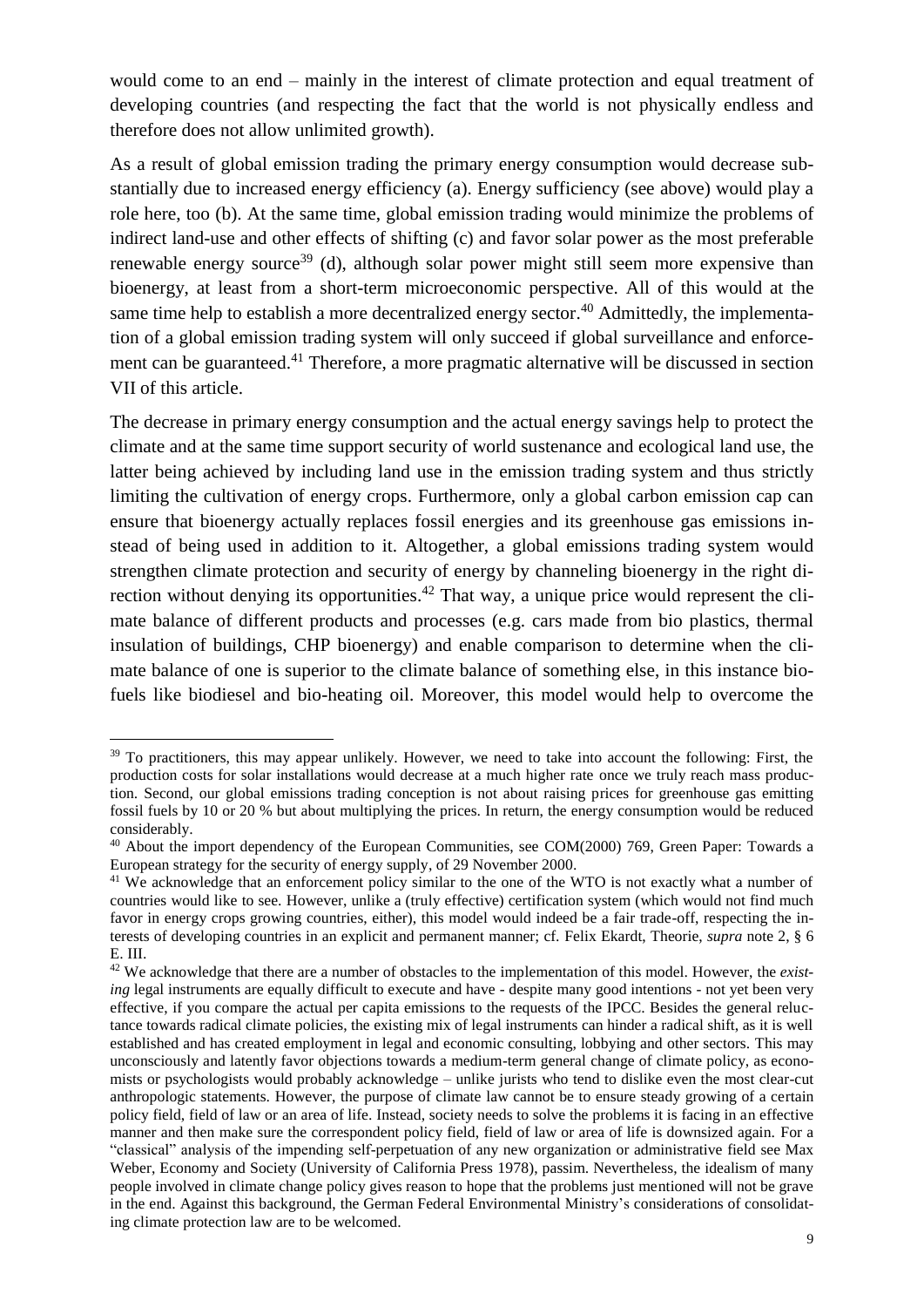would come to an end – mainly in the interest of climate protection and equal treatment of developing countries (and respecting the fact that the world is not physically endless and therefore does not allow unlimited growth).

As a result of global emission trading the primary energy consumption would decrease substantially due to increased energy efficiency (a). Energy sufficiency (see above) would play a role here, too (b). At the same time, global emission trading would minimize the problems of indirect land-use and other effects of shifting (c) and favor solar power as the most preferable renewable energy source[39] (d), although solar power might still seem more expensive than bioenergy, at least from a short-term microeconomic perspective. All of this would at the same time help to establish a more decentralized energy sector.[40] Admittedly, the implementation of a global emission trading system will only succeed if global surveillance and enforcement can be guaranteed.[41] Therefore, a more pragmatic alternative will be discussed in section VII of this article.

The decrease in primary energy consumption and the actual energy savings help to protect the climate and at the same time support security of world sustenance and ecological land use, the latter being achieved by including land use in the emission trading system and thus strictly limiting the cultivation of energy crops. Furthermore, only a global carbon emission cap can ensure that bioenergy actually replaces fossil energies and its greenhouse gas emissions instead of being used in addition to it. Altogether, a global emissions trading system would strengthen climate protection and security of energy by channeling bioenergy in the right direction without denying its opportunities.[42] That way, a unique price would represent the climate balance of different products and processes (e.g. cars made from bio plastics, thermal insulation of buildings, CHP bioenergy) and enable comparison to determine when the climate balance of one is superior to the climate balance of something else, in this instance biofuels like biodiesel and bio-heating oil. Moreover, this model would help to overcome the

---

[39] To practitioners, this may appear unlikely. However, we need to take into account the following: First, the production costs for solar installations would decrease at a much higher rate once we truly reach mass production. Second, our global emissions trading conception is not about raising prices for greenhouse gas emitting fossil fuels by 10 or 20 % but about multiplying the prices. In return, the energy consumption would be reduced considerably.

[40] About the import dependency of the European Communities, see COM(2000) 769, Green Paper: Towards a European strategy for the security of energy supply, of 29 November 2000.

[41] We acknowledge that an enforcement policy similar to the one of the WTO is not exactly what a number of countries would like to see. However, unlike a (truly effective) certification system (which would not find much favor in energy crops growing countries, either), this model would indeed be a fair trade-off, respecting the interests of developing countries in an explicit and permanent manner; cf. Felix Ekardt, Theorie, *supra* note 2, § 6 E. III.

[42] We acknowledge that there are a number of obstacles to the implementation of this model. However, the *existing* legal instruments are equally difficult to execute and have - despite many good intentions - not yet been very effective, if you compare the actual per capita emissions to the requests of the IPCC. Besides the general reluctance towards radical climate policies, the existing mix of legal instruments can hinder a radical shift, as it is well established and has created employment in legal and economic consulting, lobbying and other sectors. This may unconsciously and latently favor objections towards a medium-term general change of climate policy, as economists or psychologists would probably acknowledge – unlike jurists who tend to dislike even the most clear-cut anthropologic statements. However, the purpose of climate law cannot be to ensure steady growing of a certain policy field, field of law or an area of life. Instead, society needs to solve the problems it is facing in an effective manner and then make sure the correspondent policy field, field of law or area of life is downsized again. For a "classical" analysis of the impending self-perpetuation of any new organization or administrative field see Max Weber, Economy and Society (University of California Press 1978), passim. Nevertheless, the idealism of many people involved in climate change policy gives reason to hope that the problems just mentioned will not be grave in the end. Against this background, the German Federal Environmental Ministry's considerations of consolidating climate protection law are to be welcomed.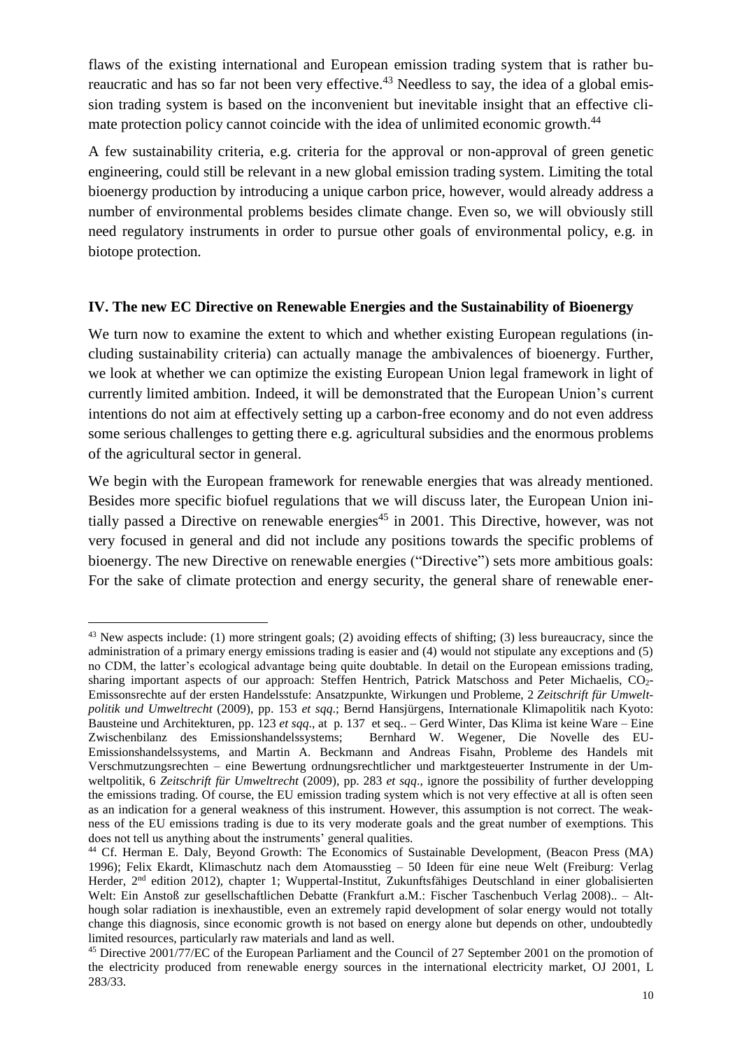flaws of the existing international and European emission trading system that is rather bureaucratic and has so far not been very effective.[43] Needless to say, the idea of a global emission trading system is based on the inconvenient but inevitable insight that an effective climate protection policy cannot coincide with the idea of unlimited economic growth.[44]

A few sustainability criteria, e.g. criteria for the approval or non-approval of green genetic engineering, could still be relevant in a new global emission trading system. Limiting the total bioenergy production by introducing a unique carbon price, however, would already address a number of environmental problems besides climate change. Even so, we will obviously still need regulatory instruments in order to pursue other goals of environmental policy, e.g. in biotope protection.

## IV. The new EC Directive on Renewable Energies and the Sustainability of Bioenergy

We turn now to examine the extent to which and whether existing European regulations (including sustainability criteria) can actually manage the ambivalences of bioenergy. Further, we look at whether we can optimize the existing European Union legal framework in light of currently limited ambition. Indeed, it will be demonstrated that the European Union's current intentions do not aim at effectively setting up a carbon-free economy and do not even address some serious challenges to getting there e.g. agricultural subsidies and the enormous problems of the agricultural sector in general.

We begin with the European framework for renewable energies that was already mentioned. Besides more specific biofuel regulations that we will discuss later, the European Union initially passed a Directive on renewable energies[45] in 2001. This Directive, however, was not very focused in general and did not include any positions towards the specific problems of bioenergy. The new Directive on renewable energies ("Directive") sets more ambitious goals: For the sake of climate protection and energy security, the general share of renewable ener-

---

[43] New aspects include: (1) more stringent goals; (2) avoiding effects of shifting; (3) less bureaucracy, since the administration of a primary energy emissions trading is easier and (4) would not stipulate any exceptions and (5) no CDM, the latter's ecological advantage being quite doubtable. In detail on the European emissions trading, sharing important aspects of our approach: Steffen Hentrich, Patrick Matschoss and Peter Michaelis, $CO_2$-Emissonsrechte auf der ersten Handelsstufe: Ansatzpunkte, Wirkungen und Probleme, 2 *Zeitschrift für Umweltpolitik und Umweltrecht* (2009), pp. 153 *et sqq*.; Bernd Hansjürgens, Internationale Klimapolitik nach Kyoto: Bausteine und Architekturen, pp. 123 *et sqq*., at p. 137 et seq.. – Gerd Winter, Das Klima ist keine Ware – Eine Zwischenbilanz des Emissionshandelssystems; Bernhard W. Wegener, Die Novelle des EU-Emissionshandelssystems, and Martin A. Beckmann and Andreas Fisahn, Probleme des Handels mit Verschmutzungsrechten – eine Bewertung ordnungsrechtlicher und marktgesteuerter Instrumente in der Umweltpolitik, 6 *Zeitschrift für Umweltrecht* (2009), pp. 283 *et sqq*., ignore the possibility of further developping the emissions trading. Of course, the EU emission trading system which is not very effective at all is often seen as an indication for a general weakness of this instrument. However, this assumption is not correct. The weakness of the EU emissions trading is due to its very moderate goals and the great number of exemptions. This does not tell us anything about the instruments' general qualities.

[44] Cf. Herman E. Daly, Beyond Growth: The Economics of Sustainable Development, (Beacon Press (MA) 1996); Felix Ekardt, Klimaschutz nach dem Atomausstieg – 50 Ideen für eine neue Welt (Freiburg: Verlag Herder, 2nd edition 2012), chapter 1; Wuppertal-Institut, Zukunftsfähiges Deutschland in einer globalisierten Welt: Ein Anstoß zur gesellschaftlichen Debatte (Frankfurt a.M.: Fischer Taschenbuch Verlag 2008).. – Although solar radiation is inexhaustible, even an extremely rapid development of solar energy would not totally change this diagnosis, since economic growth is not based on energy alone but depends on other, undoubtedly limited resources, particularly raw materials and land as well.

[45] Directive 2001/77/EC of the European Parliament and the Council of 27 September 2001 on the promotion of the electricity produced from renewable energy sources in the international electricity market, OJ 2001, L 283/33.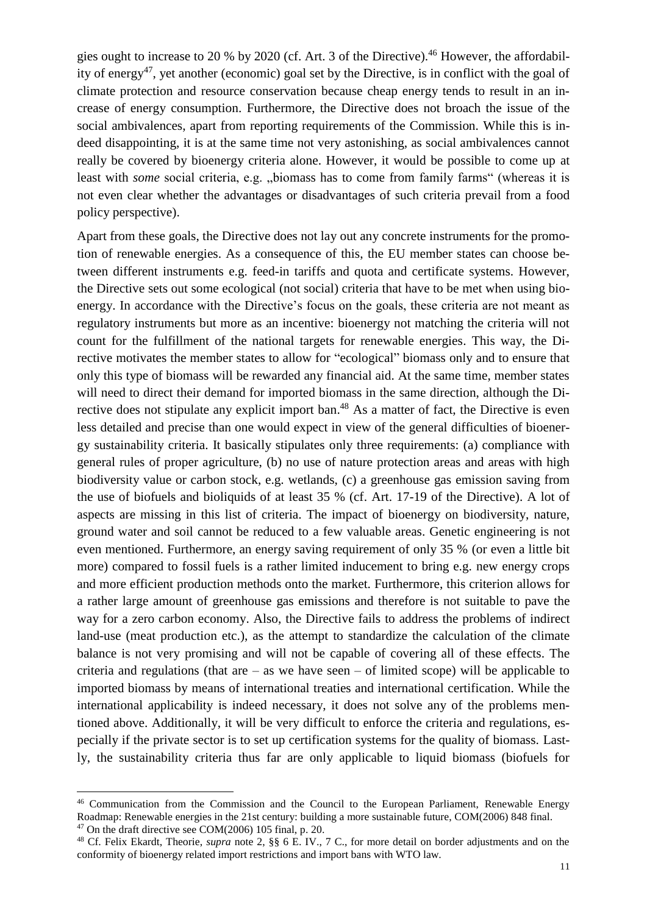gies ought to increase to 20 % by 2020 (cf. Art. 3 of the Directive).[46] However, the affordability of energy[47], yet another (economic) goal set by the Directive, is in conflict with the goal of climate protection and resource conservation because cheap energy tends to result in an increase of energy consumption. Furthermore, the Directive does not broach the issue of the social ambivalences, apart from reporting requirements of the Commission. While this is indeed disappointing, it is at the same time not very astonishing, as social ambivalences cannot really be covered by bioenergy criteria alone. However, it would be possible to come up at least with *some* social criteria, e.g. „biomass has to come from family farms“ (whereas it is not even clear whether the advantages or disadvantages of such criteria prevail from a food policy perspective).

Apart from these goals, the Directive does not lay out any concrete instruments for the promotion of renewable energies. As a consequence of this, the EU member states can choose between different instruments e.g. feed-in tariffs and quota and certificate systems. However, the Directive sets out some ecological (not social) criteria that have to be met when using bioenergy. In accordance with the Directive’s focus on the goals, these criteria are not meant as regulatory instruments but more as an incentive: bioenergy not matching the criteria will not count for the fulfillment of the national targets for renewable energies. This way, the Directive motivates the member states to allow for “ecological” biomass only and to ensure that only this type of biomass will be rewarded any financial aid. At the same time, member states will need to direct their demand for imported biomass in the same direction, although the Directive does not stipulate any explicit import ban.[48] As a matter of fact, the Directive is even less detailed and precise than one would expect in view of the general difficulties of bioenergy sustainability criteria. It basically stipulates only three requirements: (a) compliance with general rules of proper agriculture, (b) no use of nature protection areas and areas with high biodiversity value or carbon stock, e.g. wetlands, (c) a greenhouse gas emission saving from the use of biofuels and bioliquids of at least 35 % (cf. Art. 17-19 of the Directive). A lot of aspects are missing in this list of criteria. The impact of bioenergy on biodiversity, nature, ground water and soil cannot be reduced to a few valuable areas. Genetic engineering is not even mentioned. Furthermore, an energy saving requirement of only 35 % (or even a little bit more) compared to fossil fuels is a rather limited inducement to bring e.g. new energy crops and more efficient production methods onto the market. Furthermore, this criterion allows for a rather large amount of greenhouse gas emissions and therefore is not suitable to pave the way for a zero carbon economy. Also, the Directive fails to address the problems of indirect land-use (meat production etc.), as the attempt to standardize the calculation of the climate balance is not very promising and will not be capable of covering all of these effects. The criteria and regulations (that are – as we have seen – of limited scope) will be applicable to imported biomass by means of international treaties and international certification. While the international applicability is indeed necessary, it does not solve any of the problems mentioned above. Additionally, it will be very difficult to enforce the criteria and regulations, especially if the private sector is to set up certification systems for the quality of biomass. Lastly, the sustainability criteria thus far are only applicable to liquid biomass (biofuels for

[46] Communication from the Commission and the Council to the European Parliament, Renewable Energy Roadmap: Renewable energies in the 21st century: building a more sustainable future, COM(2006) 848 final.

[47] On the draft directive see COM(2006) 105 final, p. 20.

[48] Cf. Felix Ekardt, Theorie, *supra* note 2, §§ 6 E. IV., 7 C., for more detail on border adjustments and on the conformity of bioenergy related import restrictions and import bans with WTO law.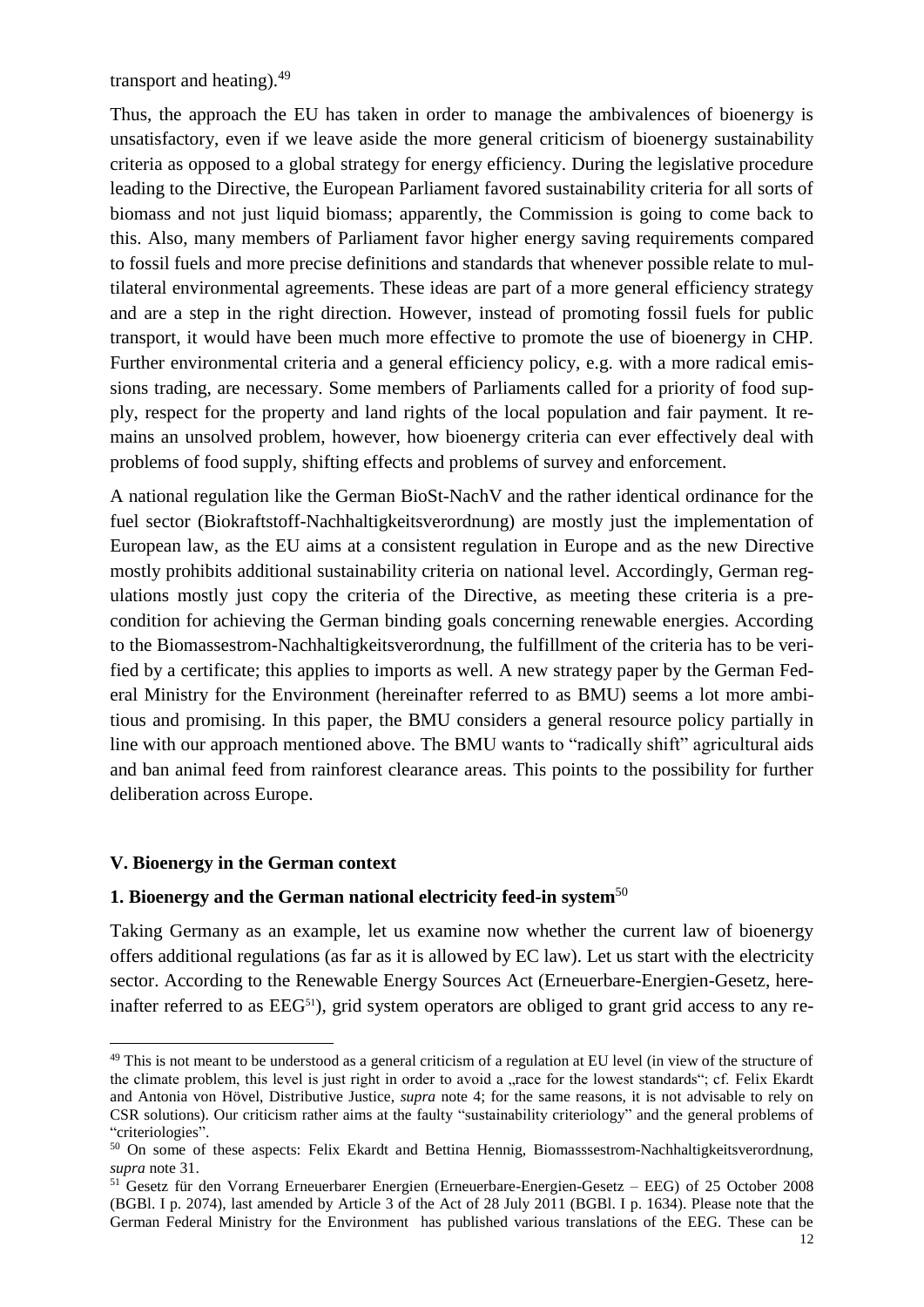transport and heating).[49]

Thus, the approach the EU has taken in order to manage the ambivalences of bioenergy is unsatisfactory, even if we leave aside the more general criticism of bioenergy sustainability criteria as opposed to a global strategy for energy efficiency. During the legislative procedure leading to the Directive, the European Parliament favored sustainability criteria for all sorts of biomass and not just liquid biomass; apparently, the Commission is going to come back to this. Also, many members of Parliament favor higher energy saving requirements compared to fossil fuels and more precise definitions and standards that whenever possible relate to multilateral environmental agreements. These ideas are part of a more general efficiency strategy and are a step in the right direction. However, instead of promoting fossil fuels for public transport, it would have been much more effective to promote the use of bioenergy in CHP. Further environmental criteria and a general efficiency policy, e.g. with a more radical emissions trading, are necessary. Some members of Parliaments called for a priority of food supply, respect for the property and land rights of the local population and fair payment. It remains an unsolved problem, however, how bioenergy criteria can ever effectively deal with problems of food supply, shifting effects and problems of survey and enforcement.

A national regulation like the German BioSt-NachV and the rather identical ordinance for the fuel sector (Biokraftstoff-Nachhaltigkeitsverordnung) are mostly just the implementation of European law, as the EU aims at a consistent regulation in Europe and as the new Directive mostly prohibits additional sustainability criteria on national level. Accordingly, German regulations mostly just copy the criteria of the Directive, as meeting these criteria is a precondition for achieving the German binding goals concerning renewable energies. According to the Biomassestrom-Nachhaltigkeitsverordnung, the fulfillment of the criteria has to be verified by a certificate; this applies to imports as well. A new strategy paper by the German Federal Ministry for the Environment (hereinafter referred to as BMU) seems a lot more ambitious and promising. In this paper, the BMU considers a general resource policy partially in line with our approach mentioned above. The BMU wants to "radically shift" agricultural aids and ban animal feed from rainforest clearance areas. This points to the possibility for further deliberation across Europe.

## V. Bioenergy in the German context

### 1. Bioenergy and the German national electricity feed-in system[50]

Taking Germany as an example, let us examine now whether the current law of bioenergy offers additional regulations (as far as it is allowed by EC law). Let us start with the electricity sector. According to the Renewable Energy Sources Act (Erneuerbare-Energien-Gesetz, hereinafter referred to as EEG[51]), grid system operators are obliged to grant grid access to any re-

---

[49] This is not meant to be understood as a general criticism of a regulation at EU level (in view of the structure of the climate problem, this level is just right in order to avoid a „race for the lowest standards"; cf. Felix Ekardt and Antonia von Hövel, Distributive Justice, *supra* note 4; for the same reasons, it is not advisable to rely on CSR solutions). Our criticism rather aims at the faulty "sustainability criteriology" and the general problems of "criteriologies".

[50] On some of these aspects: Felix Ekardt and Bettina Hennig, Biomasssestrom-Nachhaltigkeitsverordnung, *supra* note 31.

[51] Gesetz für den Vorrang Erneuerbarer Energien (Erneuerbare-Energien-Gesetz – EEG) of 25 October 2008 (BGBl. I p. 2074), last amended by Article 3 of the Act of 28 July 2011 (BGBl. I p. 1634). Please note that the German Federal Ministry for the Environment has published various translations of the EEG. These can be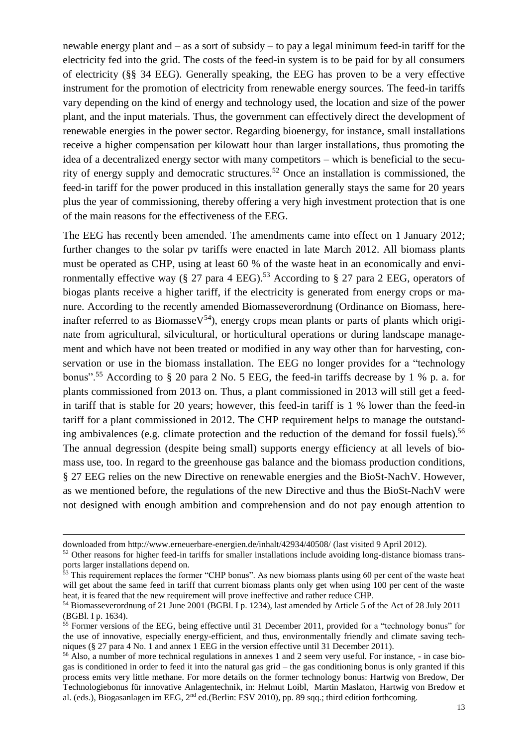newable energy plant and – as a sort of subsidy – to pay a legal minimum feed-in tariff for the electricity fed into the grid. The costs of the feed-in system is to be paid for by all consumers of electricity (§§ 34 EEG). Generally speaking, the EEG has proven to be a very effective instrument for the promotion of electricity from renewable energy sources. The feed-in tariffs vary depending on the kind of energy and technology used, the location and size of the power plant, and the input materials. Thus, the government can effectively direct the development of renewable energies in the power sector. Regarding bioenergy, for instance, small installations receive a higher compensation per kilowatt hour than larger installations, thus promoting the idea of a decentralized energy sector with many competitors – which is beneficial to the security of energy supply and democratic structures.[52] Once an installation is commissioned, the feed-in tariff for the power produced in this installation generally stays the same for 20 years plus the year of commissioning, thereby offering a very high investment protection that is one of the main reasons for the effectiveness of the EEG.

The EEG has recently been amended. The amendments came into effect on 1 January 2012; further changes to the solar pv tariffs were enacted in late March 2012. All biomass plants must be operated as CHP, using at least 60 % of the waste heat in an economically and environmentally effective way (§ 27 para 4 EEG).[53] According to § 27 para 2 EEG, operators of biogas plants receive a higher tariff, if the electricity is generated from energy crops or manure. According to the recently amended Biomasseverordnung (Ordinance on Biomass, hereinafter referred to as BiomasseV[54]), energy crops mean plants or parts of plants which originate from agricultural, silvicultural, or horticultural operations or during landscape management and which have not been treated or modified in any way other than for harvesting, conservation or use in the biomass installation. The EEG no longer provides for a "technology bonus".[55] According to § 20 para 2 No. 5 EEG, the feed-in tariffs decrease by 1 % p. a. for plants commissioned from 2013 on. Thus, a plant commissioned in 2013 will still get a feed-in tariff that is stable for 20 years; however, this feed-in tariff is 1 % lower than the feed-in tariff for a plant commissioned in 2012. The CHP requirement helps to manage the outstanding ambivalences (e.g. climate protection and the reduction of the demand for fossil fuels).[56] The annual degression (despite being small) supports energy efficiency at all levels of biomass use, too. In regard to the greenhouse gas balance and the biomass production conditions, § 27 EEG relies on the new Directive on renewable energies and the BioSt-NachV. However, as we mentioned before, the regulations of the new Directive and thus the BioSt-NachV were not designed with enough ambition and comprehension and do not pay enough attention to

---

downloaded from http://www.erneuerbare-energien.de/inhalt/42934/40508/ (last visited 9 April 2012).

[52] Other reasons for higher feed-in tariffs for smaller installations include avoiding long-distance biomass transports larger installations depend on.

[53] This requirement replaces the former "CHP bonus". As new biomass plants using 60 per cent of the waste heat will get about the same feed in tariff that current biomass plants only get when using 100 per cent of the waste heat, it is feared that the new requirement will prove ineffective and rather reduce CHP.

[54] Biomasseverordnung of 21 June 2001 (BGBl. I p. 1234), last amended by Article 5 of the Act of 28 July 2011 (BGBl. I p. 1634).

[55] Former versions of the EEG, being effective until 31 December 2011, provided for a "technology bonus" for the use of innovative, especially energy-efficient, and thus, environmentally friendly and climate saving techniques (§ 27 para 4 No. 1 and annex 1 EEG in the version effective until 31 December 2011).

[56] Also, a number of more technical regulations in annexes 1 and 2 seem very useful. For instance, - in case biogas is conditioned in order to feed it into the natural gas grid – the gas conditioning bonus is only granted if this process emits very little methane. For more details on the former technology bonus: Hartwig von Bredow, Der Technologiebonus für innovative Anlagentechnik, in: Helmut Loibl, Martin Maslaton, Hartwig von Bredow et al. (eds.), Biogasanlagen im EEG, 2nd ed.(Berlin: ESV 2010), pp. 89 sqq.; third edition forthcoming.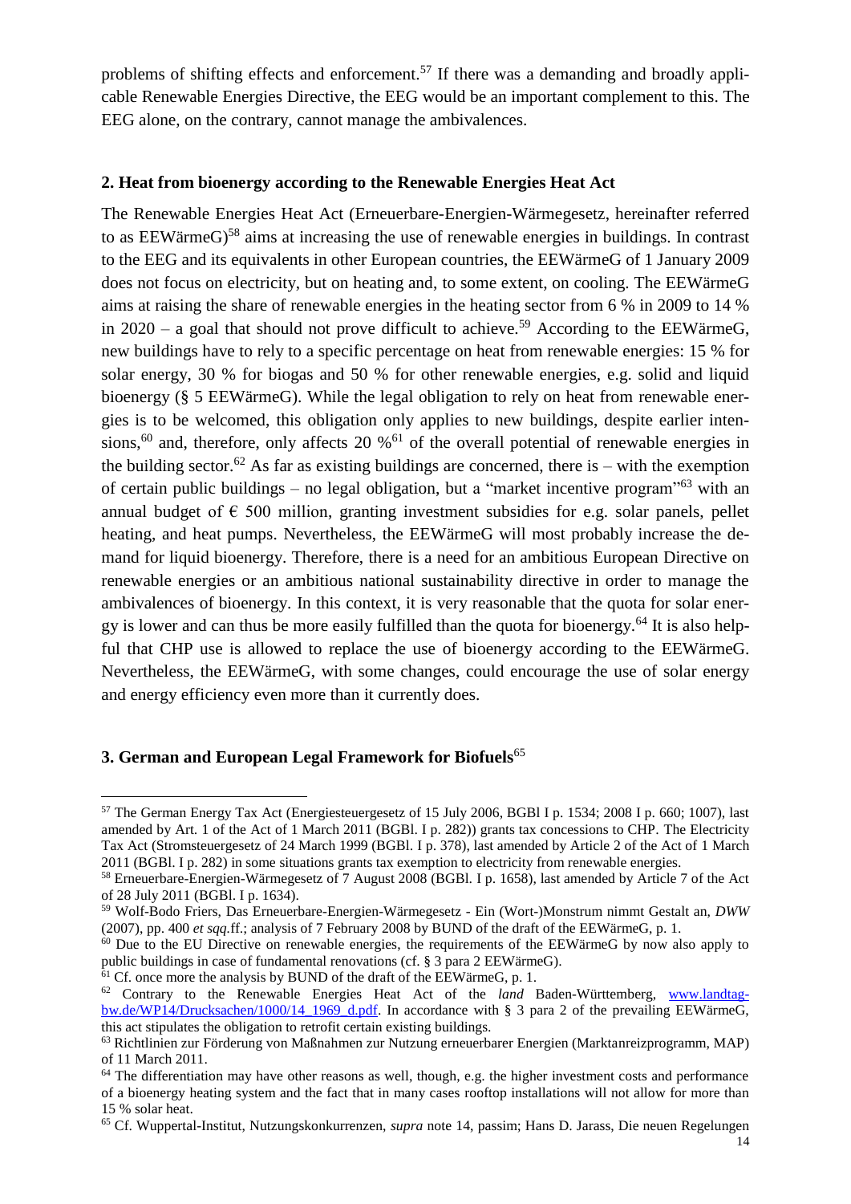problems of shifting effects and enforcement.[57] If there was a demanding and broadly applicable Renewable Energies Directive, the EEG would be an important complement to this. The EEG alone, on the contrary, cannot manage the ambivalences.

## 2. Heat from bioenergy according to the Renewable Energies Heat Act

The Renewable Energies Heat Act (Erneuerbare-Energien-Wärmegesetz, hereinafter referred to as EEWärmeG)[58] aims at increasing the use of renewable energies in buildings. In contrast to the EEG and its equivalents in other European countries, the EEWärmeG of 1 January 2009 does not focus on electricity, but on heating and, to some extent, on cooling. The EEWärmeG aims at raising the share of renewable energies in the heating sector from 6 % in 2009 to 14 % in 2020 – a goal that should not prove difficult to achieve.[59] According to the EEWärmeG, new buildings have to rely to a specific percentage on heat from renewable energies: 15 % for solar energy, 30 % for biogas and 50 % for other renewable energies, e.g. solid and liquid bioenergy (§ 5 EEWärmeG). While the legal obligation to rely on heat from renewable energies is to be welcomed, this obligation only applies to new buildings, despite earlier intensions,[60] and, therefore, only affects 20 %[61] of the overall potential of renewable energies in the building sector.[62] As far as existing buildings are concerned, there is – with the exemption of certain public buildings – no legal obligation, but a "market incentive program"[63] with an annual budget of € 500 million, granting investment subsidies for e.g. solar panels, pellet heating, and heat pumps. Nevertheless, the EEWärmeG will most probably increase the demand for liquid bioenergy. Therefore, there is a need for an ambitious European Directive on renewable energies or an ambitious national sustainability directive in order to manage the ambivalences of bioenergy. In this context, it is very reasonable that the quota for solar energy is lower and can thus be more easily fulfilled than the quota for bioenergy.[64] It is also helpful that CHP use is allowed to replace the use of bioenergy according to the EEWärmeG. Nevertheless, the EEWärmeG, with some changes, could encourage the use of solar energy and energy efficiency even more than it currently does.

## 3. German and European Legal Framework for Biofuels[65]

---

[57] The German Energy Tax Act (Energiesteuergesetz of 15 July 2006, BGBl I p. 1534; 2008 I p. 660; 1007), last amended by Art. 1 of the Act of 1 March 2011 (BGBl. I p. 282)) grants tax concessions to CHP. The Electricity Tax Act (Stromsteuergesetz of 24 March 1999 (BGBl. I p. 378), last amended by Article 2 of the Act of 1 March 2011 (BGBl. I p. 282) in some situations grants tax exemption to electricity from renewable energies.

[58] Erneuerbare-Energien-Wärmegesetz of 7 August 2008 (BGBl. I p. 1658), last amended by Article 7 of the Act of 28 July 2011 (BGBl. I p. 1634).

[59] Wolf-Bodo Friers, Das Erneuerbare-Energien-Wärmegesetz - Ein (Wort-)Monstrum nimmt Gestalt an, *DWW* (2007), pp. 400 *et sqq.*ff.; analysis of 7 February 2008 by BUND of the draft of the EEWärmeG, p. 1.

[60] Due to the EU Directive on renewable energies, the requirements of the EEWärmeG by now also apply to public buildings in case of fundamental renovations (cf. § 3 para 2 EEWärmeG).

[61] Cf. once more the analysis by BUND of the draft of the EEWärmeG, p. 1.

[62] Contrary to the Renewable Energies Heat Act of the *land* Baden-Württemberg, www.landtag-bw.de/WP14/Drucksachen/1000/14_1969_d.pdf. In accordance with § 3 para 2 of the prevailing EEWärmeG, this act stipulates the obligation to retrofit certain existing buildings.

[63] Richtlinien zur Förderung von Maßnahmen zur Nutzung erneuerbarer Energien (Marktanreizprogramm, MAP) of 11 March 2011.

[64] The differentiation may have other reasons as well, though, e.g. the higher investment costs and performance of a bioenergy heating system and the fact that in many cases rooftop installations will not allow for more than 15 % solar heat.

[65] Cf. Wuppertal-Institut, Nutzungskonkurrenzen, *supra* note 14, passim; Hans D. Jarass, Die neuen Regelungen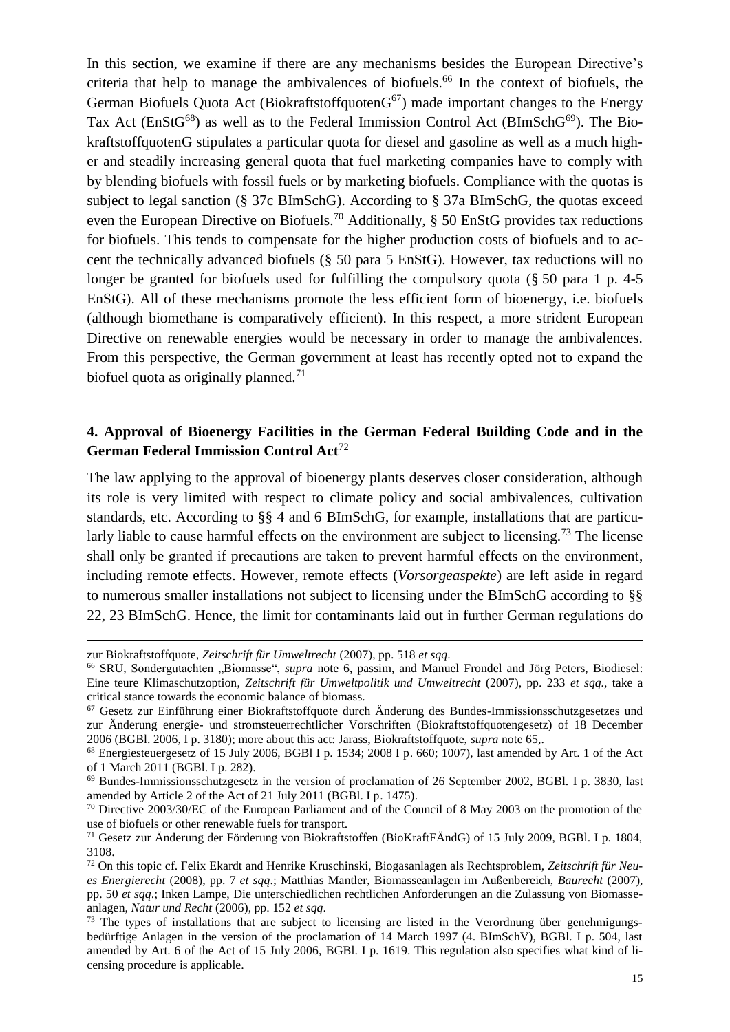In this section, we examine if there are any mechanisms besides the European Directive's criteria that help to manage the ambivalences of biofuels.[66] In the context of biofuels, the German Biofuels Quota Act (BiokraftstoffquotenG[67]) made important changes to the Energy Tax Act (EnStG[68]) as well as to the Federal Immission Control Act (BImSchG[69]). The BiokraftstoffquotenG stipulates a particular quota for diesel and gasoline as well as a much higher and steadily increasing general quota that fuel marketing companies have to comply with by blending biofuels with fossil fuels or by marketing biofuels. Compliance with the quotas is subject to legal sanction (§ 37c BImSchG). According to § 37a BImSchG, the quotas exceed even the European Directive on Biofuels.[70] Additionally, § 50 EnStG provides tax reductions for biofuels. This tends to compensate for the higher production costs of biofuels and to accent the technically advanced biofuels (§ 50 para 5 EnStG). However, tax reductions will no longer be granted for biofuels used for fulfilling the compulsory quota (§ 50 para 1 p. 4-5 EnStG). All of these mechanisms promote the less efficient form of bioenergy, i.e. biofuels (although biomethane is comparatively efficient). In this respect, a more strident European Directive on renewable energies would be necessary in order to manage the ambivalences. From this perspective, the German government at least has recently opted not to expand the biofuel quota as originally planned.[71]

## 4. Approval of Bioenergy Facilities in the German Federal Building Code and in the German Federal Immission Control Act[72]

The law applying to the approval of bioenergy plants deserves closer consideration, although its role is very limited with respect to climate policy and social ambivalences, cultivation standards, etc. According to §§ 4 and 6 BImSchG, for example, installations that are particularly liable to cause harmful effects on the environment are subject to licensing.[73] The license shall only be granted if precautions are taken to prevent harmful effects on the environment, including remote effects. However, remote effects (*Vorsorgeaspekte*) are left aside in regard to numerous smaller installations not subject to licensing under the BImSchG according to §§ 22, 23 BImSchG. Hence, the limit for contaminants laid out in further German regulations do

---

zur Biokraftstoffquote, *Zeitschrift für Umweltrecht* (2007), pp. 518 *et sqq*.

[66] SRU, Sondergutachten „Biomasse", *supra* note 6, passim, and Manuel Frondel and Jörg Peters, Biodiesel: Eine teure Klimaschutzoption, *Zeitschrift für Umweltpolitik und Umweltrecht* (2007), pp. 233 *et sqq.*, take a critical stance towards the economic balance of biomass.

[67] Gesetz zur Einführung einer Biokraftstoffquote durch Änderung des Bundes-Immissionsschutzgesetzes und zur Änderung energie- und stromsteuerrechtlicher Vorschriften (Biokraftstoffquotengesetz) of 18 December 2006 (BGBl. 2006, I p. 3180); more about this act: Jarass, Biokraftstoffquote, *supra* note 65,.

[68] Energiesteuergesetz of 15 July 2006, BGBl I p. 1534; 2008 I p. 660; 1007), last amended by Art. 1 of the Act of 1 March 2011 (BGBl. I p. 282).

[69] Bundes-Immissionsschutzgesetz in the version of proclamation of 26 September 2002, BGBl. I p. 3830, last amended by Article 2 of the Act of 21 July 2011 (BGBl. I p. 1475).

[70] Directive 2003/30/EC of the European Parliament and of the Council of 8 May 2003 on the promotion of the use of biofuels or other renewable fuels for transport.

[71] Gesetz zur Änderung der Förderung von Biokraftstoffen (BioKraftFÄndG) of 15 July 2009, BGBl. I p. 1804, 3108.

[72] On this topic cf. Felix Ekardt and Henrike Kruschinski, Biogasanlagen als Rechtsproblem, *Zeitschrift für Neues Energierecht* (2008), pp. 7 *et sqq*.; Matthias Mantler, Biomasseanlagen im Außenbereich, *Baurecht* (2007), pp. 50 *et sqq*.; Inken Lampe, Die unterschiedlichen rechtlichen Anforderungen an die Zulassung von Biomasseanlagen, *Natur und Recht* (2006), pp. 152 *et sqq*.

[73] The types of installations that are subject to licensing are listed in the Verordnung über genehmigungsbedürftige Anlagen in the version of the proclamation of 14 March 1997 (4. BImSchV), BGBl. I p. 504, last amended by Art. 6 of the Act of 15 July 2006, BGBl. I p. 1619. This regulation also specifies what kind of licensing procedure is applicable.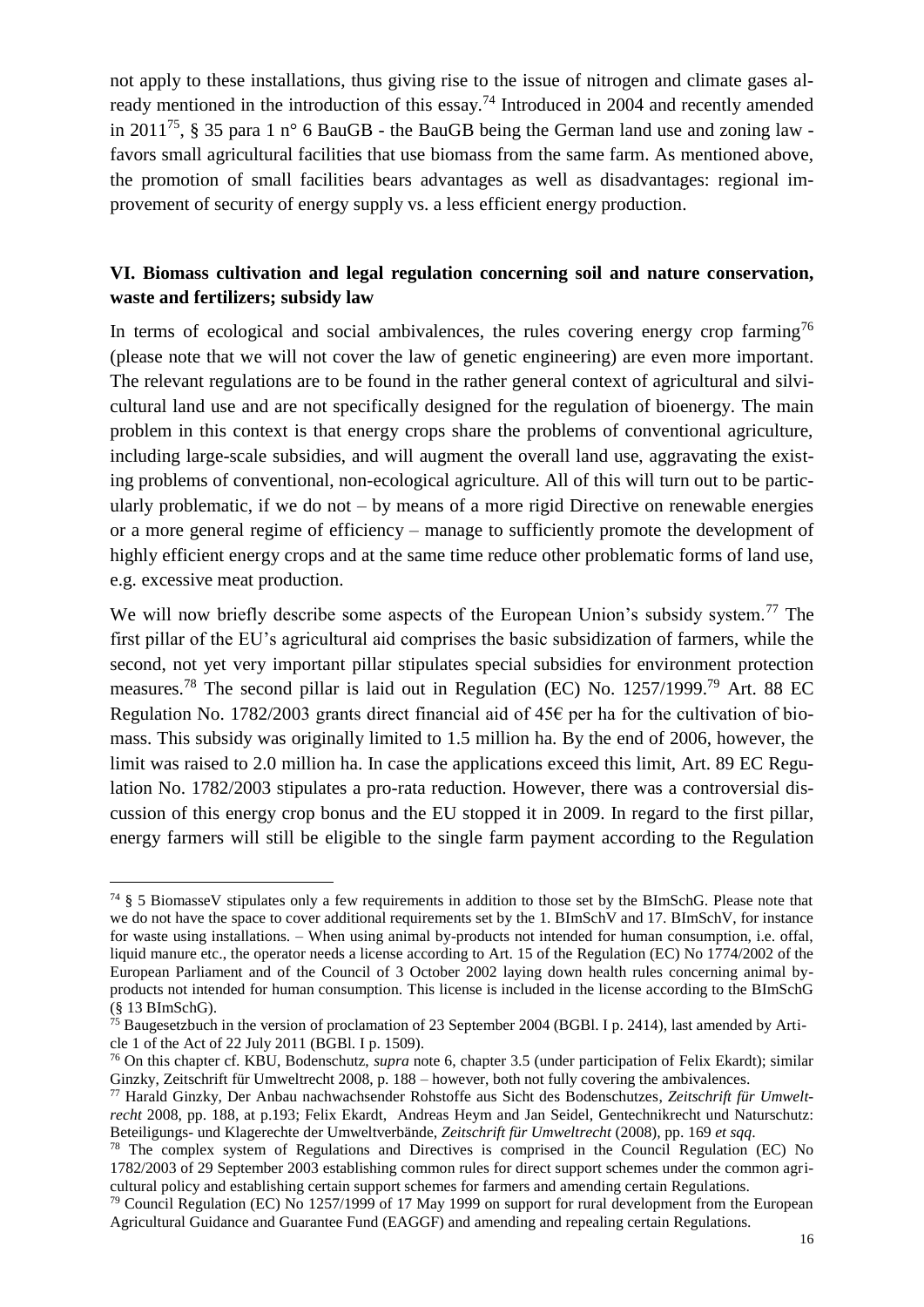not apply to these installations, thus giving rise to the issue of nitrogen and climate gases already mentioned in the introduction of this essay.[74] Introduced in 2004 and recently amended in 2011[75], § 35 para 1 n° 6 BauGB - the BauGB being the German land use and zoning law - favors small agricultural facilities that use biomass from the same farm. As mentioned above, the promotion of small facilities bears advantages as well as disadvantages: regional improvement of security of energy supply vs. a less efficient energy production.

## VI. Biomass cultivation and legal regulation concerning soil and nature conservation, waste and fertilizers; subsidy law

In terms of ecological and social ambivalences, the rules covering energy crop farming[76] (please note that we will not cover the law of genetic engineering) are even more important. The relevant regulations are to be found in the rather general context of agricultural and silvicultural land use and are not specifically designed for the regulation of bioenergy. The main problem in this context is that energy crops share the problems of conventional agriculture, including large-scale subsidies, and will augment the overall land use, aggravating the existing problems of conventional, non-ecological agriculture. All of this will turn out to be particularly problematic, if we do not – by means of a more rigid Directive on renewable energies or a more general regime of efficiency – manage to sufficiently promote the development of highly efficient energy crops and at the same time reduce other problematic forms of land use, e.g. excessive meat production.

We will now briefly describe some aspects of the European Union's subsidy system.[77] The first pillar of the EU's agricultural aid comprises the basic subsidization of farmers, while the second, not yet very important pillar stipulates special subsidies for environment protection measures.[78] The second pillar is laid out in Regulation (EC) No. 1257/1999.[79] Art. 88 EC Regulation No. 1782/2003 grants direct financial aid of 45€ per ha for the cultivation of biomass. This subsidy was originally limited to 1.5 million ha. By the end of 2006, however, the limit was raised to 2.0 million ha. In case the applications exceed this limit, Art. 89 EC Regulation No. 1782/2003 stipulates a pro-rata reduction. However, there was a controversial discussion of this energy crop bonus and the EU stopped it in 2009. In regard to the first pillar, energy farmers will still be eligible to the single farm payment according to the Regulation

---

[74] § 5 BiomasseV stipulates only a few requirements in addition to those set by the BImSchG. Please note that we do not have the space to cover additional requirements set by the 1. BImSchV and 17. BImSchV, for instance for waste using installations. – When using animal by-products not intended for human consumption, i.e. offal, liquid manure etc., the operator needs a license according to Art. 15 of the Regulation (EC) No 1774/2002 of the European Parliament and of the Council of 3 October 2002 laying down health rules concerning animal by-products not intended for human consumption. This license is included in the license according to the BImSchG (§ 13 BImSchG).

[75] Baugesetzbuch in the version of proclamation of 23 September 2004 (BGBl. I p. 2414), last amended by Article 1 of the Act of 22 July 2011 (BGBl. I p. 1509).

[76] On this chapter cf. KBU, Bodenschutz, *supra* note 6, chapter 3.5 (under participation of Felix Ekardt); similar Ginzky, Zeitschrift für Umweltrecht 2008, p. 188 – however, both not fully covering the ambivalences.

[77] Harald Ginzky, Der Anbau nachwachsender Rohstoffe aus Sicht des Bodenschutzes, *Zeitschrift für Umweltrecht* 2008, pp. 188, at p.193; Felix Ekardt, Andreas Heym and Jan Seidel, Gentechnikrecht und Naturschutz: Beteiligungs- und Klagerechte der Umweltverbände, *Zeitschrift für Umweltrecht* (2008), pp. 169 *et sqq*.

[78] The complex system of Regulations and Directives is comprised in the Council Regulation (EC) No 1782/2003 of 29 September 2003 establishing common rules for direct support schemes under the common agricultural policy and establishing certain support schemes for farmers and amending certain Regulations.

[79] Council Regulation (EC) No 1257/1999 of 17 May 1999 on support for rural development from the European Agricultural Guidance and Guarantee Fund (EAGGF) and amending and repealing certain Regulations.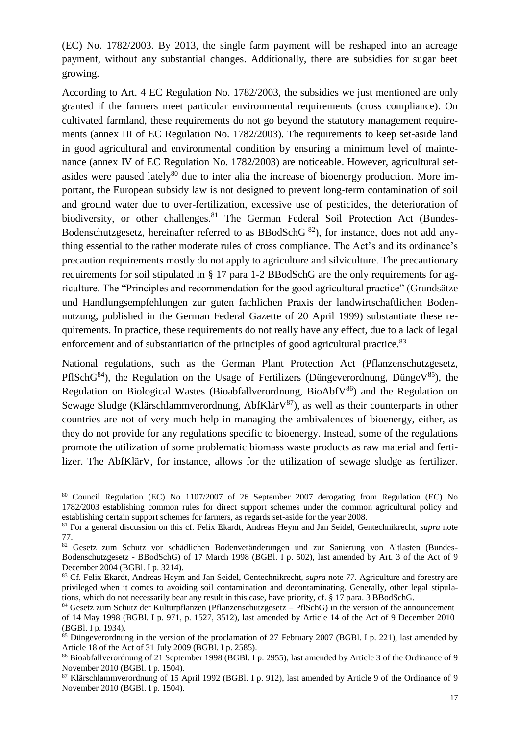(EC) No. 1782/2003. By 2013, the single farm payment will be reshaped into an acreage payment, without any substantial changes. Additionally, there are subsidies for sugar beet growing.

According to Art. 4 EC Regulation No. 1782/2003, the subsidies we just mentioned are only granted if the farmers meet particular environmental requirements (cross compliance). On cultivated farmland, these requirements do not go beyond the statutory management requirements (annex III of EC Regulation No. 1782/2003). The requirements to keep set-aside land in good agricultural and environmental condition by ensuring a minimum level of maintenance (annex IV of EC Regulation No. 1782/2003) are noticeable. However, agricultural set-asides were paused lately[80] due to inter alia the increase of bioenergy production. More important, the European subsidy law is not designed to prevent long-term contamination of soil and ground water due to over-fertilization, excessive use of pesticides, the deterioration of biodiversity, or other challenges.[81] The German Federal Soil Protection Act (Bundes-Bodenschutzgesetz, hereinafter referred to as BBodSchG [82]), for instance, does not add anything essential to the rather moderate rules of cross compliance. The Act's and its ordinance's precaution requirements mostly do not apply to agriculture and silviculture. The precautionary requirements for soil stipulated in § 17 para 1-2 BBodSchG are the only requirements for agriculture. The "Principles and recommendation for the good agricultural practice" (Grundsätze und Handlungsempfehlungen zur guten fachlichen Praxis der landwirtschaftlichen Bodennutzung, published in the German Federal Gazette of 20 April 1999) substantiate these requirements. In practice, these requirements do not really have any effect, due to a lack of legal enforcement and of substantiation of the principles of good agricultural practice.[83]

National regulations, such as the German Plant Protection Act (Pflanzenschutzgesetz, PflSchG[84]), the Regulation on the Usage of Fertilizers (Düngeverordnung, DüngeV[85]), the Regulation on Biological Wastes (Bioabfallverordnung, BioAbfV[86]) and the Regulation on Sewage Sludge (Klärschlammverordnung, AbfKlärV[87]), as well as their counterparts in other countries are not of very much help in managing the ambivalences of bioenergy, either, as they do not provide for any regulations specific to bioenergy. Instead, some of the regulations promote the utilization of some problematic biomass waste products as raw material and fertilizer. The AbfKlärV, for instance, allows for the utilization of sewage sludge as fertilizer.

---

[80] Council Regulation (EC) No 1107/2007 of 26 September 2007 derogating from Regulation (EC) No 1782/2003 establishing common rules for direct support schemes under the common agricultural policy and establishing certain support schemes for farmers, as regards set-aside for the year 2008.

[81] For a general discussion on this cf. Felix Ekardt, Andreas Heym and Jan Seidel, Gentechnikrecht, *supra* note 77.

[82] Gesetz zum Schutz vor schädlichen Bodenveränderungen und zur Sanierung von Altlasten (Bundes-Bodenschutzgesetz - BBodSchG) of 17 March 1998 (BGBl. I p. 502), last amended by Art. 3 of the Act of 9 December 2004 (BGBl. I p. 3214).

[83] Cf. Felix Ekardt, Andreas Heym and Jan Seidel, Gentechnikrecht, *supra* note 77. Agriculture and forestry are privileged when it comes to avoiding soil contamination and decontaminating. Generally, other legal stipulations, which do not necessarily bear any result in this case, have priority, cf. § 17 para. 3 BBodSchG.

[84] Gesetz zum Schutz der Kulturpflanzen (Pflanzenschutzgesetz – PflSchG) in the version of the announcement of 14 May 1998 (BGBl. I p. 971, p. 1527, 3512), last amended by Article 14 of the Act of 9 December 2010 (BGBl. I p. 1934).

[85] Düngeverordnung in the version of the proclamation of 27 February 2007 (BGBl. I p. 221), last amended by Article 18 of the Act of 31 July 2009 (BGBl. I p. 2585).

[86] Bioabfallverordnung of 21 September 1998 (BGBl. I p. 2955), last amended by Article 3 of the Ordinance of 9 November 2010 (BGBl. I p. 1504).

[87] Klärschlammverordnung of 15 April 1992 (BGBl. I p. 912), last amended by Article 9 of the Ordinance of 9 November 2010 (BGBl. I p. 1504).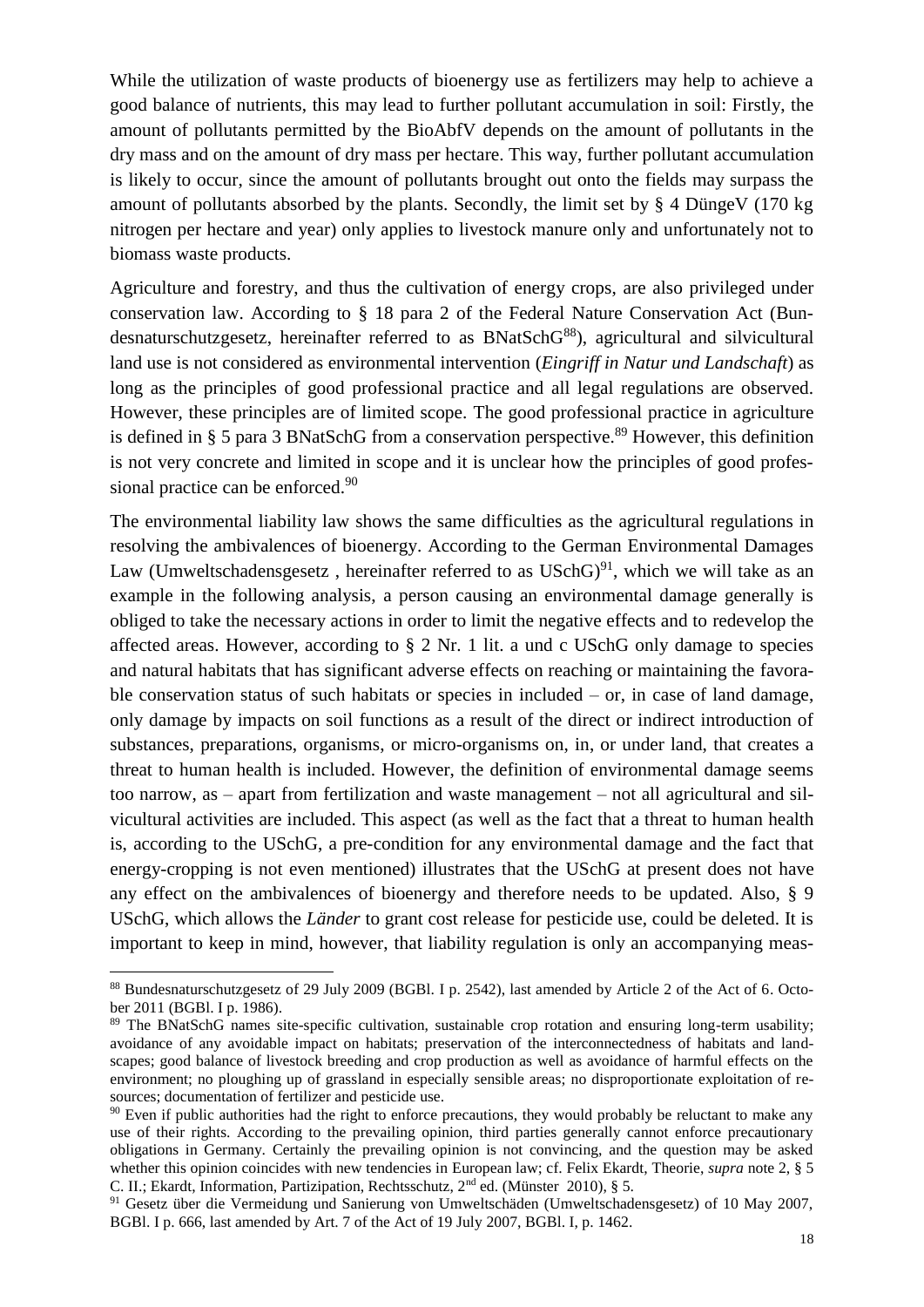While the utilization of waste products of bioenergy use as fertilizers may help to achieve a good balance of nutrients, this may lead to further pollutant accumulation in soil: Firstly, the amount of pollutants permitted by the BioAbfV depends on the amount of pollutants in the dry mass and on the amount of dry mass per hectare. This way, further pollutant accumulation is likely to occur, since the amount of pollutants brought out onto the fields may surpass the amount of pollutants absorbed by the plants. Secondly, the limit set by § 4 DüngeV (170 kg nitrogen per hectare and year) only applies to livestock manure only and unfortunately not to biomass waste products.

Agriculture and forestry, and thus the cultivation of energy crops, are also privileged under conservation law. According to § 18 para 2 of the Federal Nature Conservation Act (Bundesnaturschutzgesetz, hereinafter referred to as BNatSchG[88]), agricultural and silvicultural land use is not considered as environmental intervention (*Eingriff in Natur und Landschaft*) as long as the principles of good professional practice and all legal regulations are observed. However, these principles are of limited scope. The good professional practice in agriculture is defined in § 5 para 3 BNatSchG from a conservation perspective.[89] However, this definition is not very concrete and limited in scope and it is unclear how the principles of good professional practice can be enforced.[90]

The environmental liability law shows the same difficulties as the agricultural regulations in resolving the ambivalences of bioenergy. According to the German Environmental Damages Law (Umweltschadensgesetz , hereinafter referred to as USchG)[91], which we will take as an example in the following analysis, a person causing an environmental damage generally is obliged to take the necessary actions in order to limit the negative effects and to redevelop the affected areas. However, according to § 2 Nr. 1 lit. a und c USchG only damage to species and natural habitats that has significant adverse effects on reaching or maintaining the favorable conservation status of such habitats or species in included – or, in case of land damage, only damage by impacts on soil functions as a result of the direct or indirect introduction of substances, preparations, organisms, or micro-organisms on, in, or under land, that creates a threat to human health is included. However, the definition of environmental damage seems too narrow, as – apart from fertilization and waste management – not all agricultural and silvicultural activities are included. This aspect (as well as the fact that a threat to human health is, according to the USchG, a pre-condition for any environmental damage and the fact that energy-cropping is not even mentioned) illustrates that the USchG at present does not have any effect on the ambivalences of bioenergy and therefore needs to be updated. Also, § 9 USchG, which allows the *Länder* to grant cost release for pesticide use, could be deleted. It is important to keep in mind, however, that liability regulation is only an accompanying meas-

---

[88] Bundesnaturschutzgesetz of 29 July 2009 (BGBl. I p. 2542), last amended by Article 2 of the Act of 6. October 2011 (BGBl. I p. 1986).

[89] The BNatSchG names site-specific cultivation, sustainable crop rotation and ensuring long-term usability; avoidance of any avoidable impact on habitats; preservation of the interconnectedness of habitats and landscapes; good balance of livestock breeding and crop production as well as avoidance of harmful effects on the environment; no ploughing up of grassland in especially sensible areas; no disproportionate exploitation of resources; documentation of fertilizer and pesticide use.

[90] Even if public authorities had the right to enforce precautions, they would probably be reluctant to make any use of their rights. According to the prevailing opinion, third parties generally cannot enforce precautionary obligations in Germany. Certainly the prevailing opinion is not convincing, and the question may be asked whether this opinion coincides with new tendencies in European law; cf. Felix Ekardt, Theorie, *supra* note 2, § 5 C. II.; Ekardt, Information, Partizipation, Rechtsschutz, 2nd ed. (Münster 2010), § 5.

[91] Gesetz über die Vermeidung und Sanierung von Umweltschäden (Umweltschadensgesetz) of 10 May 2007, BGBl. I p. 666, last amended by Art. 7 of the Act of 19 July 2007, BGBl. I, p. 1462.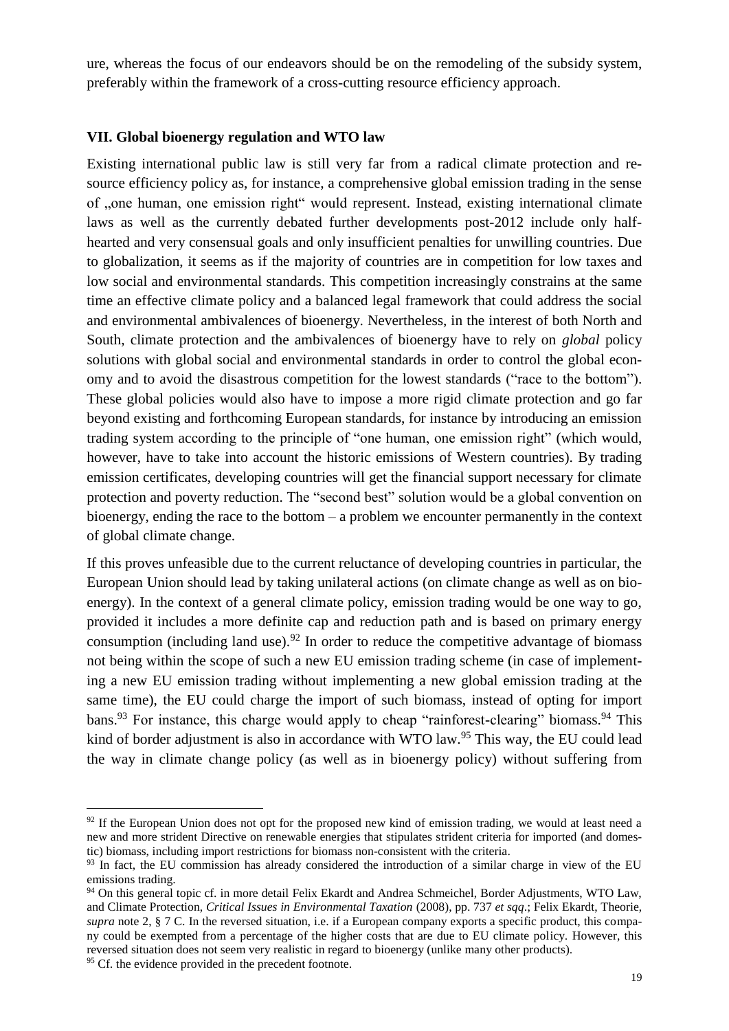ure, whereas the focus of our endeavors should be on the remodeling of the subsidy system, preferably within the framework of a cross-cutting resource efficiency approach.

## VII. Global bioenergy regulation and WTO law

Existing international public law is still very far from a radical climate protection and resource efficiency policy as, for instance, a comprehensive global emission trading in the sense of „one human, one emission right" would represent. Instead, existing international climate laws as well as the currently debated further developments post-2012 include only half-hearted and very consensual goals and only insufficient penalties for unwilling countries. Due to globalization, it seems as if the majority of countries are in competition for low taxes and low social and environmental standards. This competition increasingly constrains at the same time an effective climate policy and a balanced legal framework that could address the social and environmental ambivalences of bioenergy. Nevertheless, in the interest of both North and South, climate protection and the ambivalences of bioenergy have to rely on *global* policy solutions with global social and environmental standards in order to control the global economy and to avoid the disastrous competition for the lowest standards ("race to the bottom"). These global policies would also have to impose a more rigid climate protection and go far beyond existing and forthcoming European standards, for instance by introducing an emission trading system according to the principle of "one human, one emission right" (which would, however, have to take into account the historic emissions of Western countries). By trading emission certificates, developing countries will get the financial support necessary for climate protection and poverty reduction. The "second best" solution would be a global convention on bioenergy, ending the race to the bottom – a problem we encounter permanently in the context of global climate change.

If this proves unfeasible due to the current reluctance of developing countries in particular, the European Union should lead by taking unilateral actions (on climate change as well as on bioenergy). In the context of a general climate policy, emission trading would be one way to go, provided it includes a more definite cap and reduction path and is based on primary energy consumption (including land use).[92] In order to reduce the competitive advantage of biomass not being within the scope of such a new EU emission trading scheme (in case of implementing a new EU emission trading without implementing a new global emission trading at the same time), the EU could charge the import of such biomass, instead of opting for import bans.[93] For instance, this charge would apply to cheap "rainforest-clearing" biomass.[94] This kind of border adjustment is also in accordance with WTO law.[95] This way, the EU could lead the way in climate change policy (as well as in bioenergy policy) without suffering from

---

[92] If the European Union does not opt for the proposed new kind of emission trading, we would at least need a new and more strident Directive on renewable energies that stipulates strident criteria for imported (and domestic) biomass, including import restrictions for biomass non-consistent with the criteria.

[93] In fact, the EU commission has already considered the introduction of a similar charge in view of the EU emissions trading.

[94] On this general topic cf. in more detail Felix Ekardt and Andrea Schmeichel, Border Adjustments, WTO Law, and Climate Protection, *Critical Issues in Environmental Taxation* (2008), pp. 737 *et sqq*.; Felix Ekardt, Theorie, *supra* note 2, § 7 C. In the reversed situation, i.e. if a European company exports a specific product, this company could be exempted from a percentage of the higher costs that are due to EU climate policy. However, this reversed situation does not seem very realistic in regard to bioenergy (unlike many other products).

[95] Cf. the evidence provided in the precedent footnote.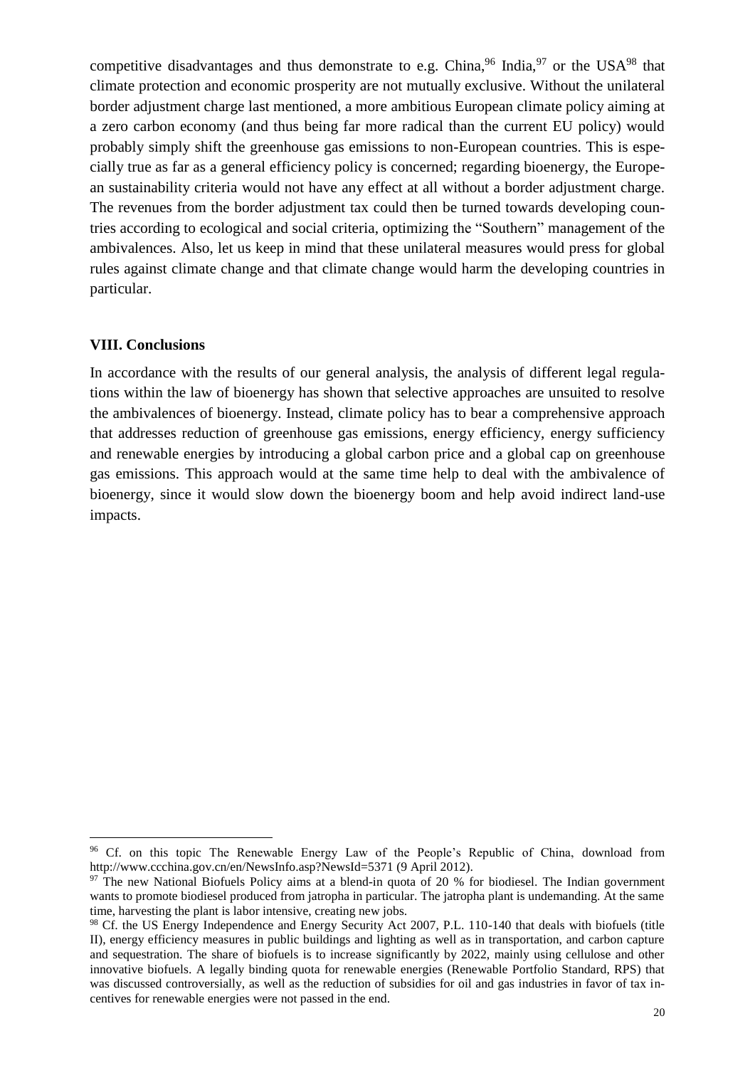competitive disadvantages and thus demonstrate to e.g. China,[96] India,[97] or the USA[98] that climate protection and economic prosperity are not mutually exclusive. Without the unilateral border adjustment charge last mentioned, a more ambitious European climate policy aiming at a zero carbon economy (and thus being far more radical than the current EU policy) would probably simply shift the greenhouse gas emissions to non-European countries. This is especially true as far as a general efficiency policy is concerned; regarding bioenergy, the European sustainability criteria would not have any effect at all without a border adjustment charge. The revenues from the border adjustment tax could then be turned towards developing countries according to ecological and social criteria, optimizing the "Southern" management of the ambivalences. Also, let us keep in mind that these unilateral measures would press for global rules against climate change and that climate change would harm the developing countries in particular.

## VIII. Conclusions

In accordance with the results of our general analysis, the analysis of different legal regulations within the law of bioenergy has shown that selective approaches are unsuited to resolve the ambivalences of bioenergy. Instead, climate policy has to bear a comprehensive approach that addresses reduction of greenhouse gas emissions, energy efficiency, energy sufficiency and renewable energies by introducing a global carbon price and a global cap on greenhouse gas emissions. This approach would at the same time help to deal with the ambivalence of bioenergy, since it would slow down the bioenergy boom and help avoid indirect land-use impacts.

---

[96] Cf. on this topic The Renewable Energy Law of the People's Republic of China, download from http://www.ccchina.gov.cn/en/NewsInfo.asp?NewsId=5371 (9 April 2012).

[97] The new National Biofuels Policy aims at a blend-in quota of 20 % for biodiesel. The Indian government wants to promote biodiesel produced from jatropha in particular. The jatropha plant is undemanding. At the same time, harvesting the plant is labor intensive, creating new jobs.

[98] Cf. the US Energy Independence and Energy Security Act 2007, P.L. 110-140 that deals with biofuels (title II), energy efficiency measures in public buildings and lighting as well as in transportation, and carbon capture and sequestration. The share of biofuels is to increase significantly by 2022, mainly using cellulose and other innovative biofuels. A legally binding quota for renewable energies (Renewable Portfolio Standard, RPS) that was discussed controversially, as well as the reduction of subsidies for oil and gas industries in favor of tax incentives for renewable energies were not passed in the end.